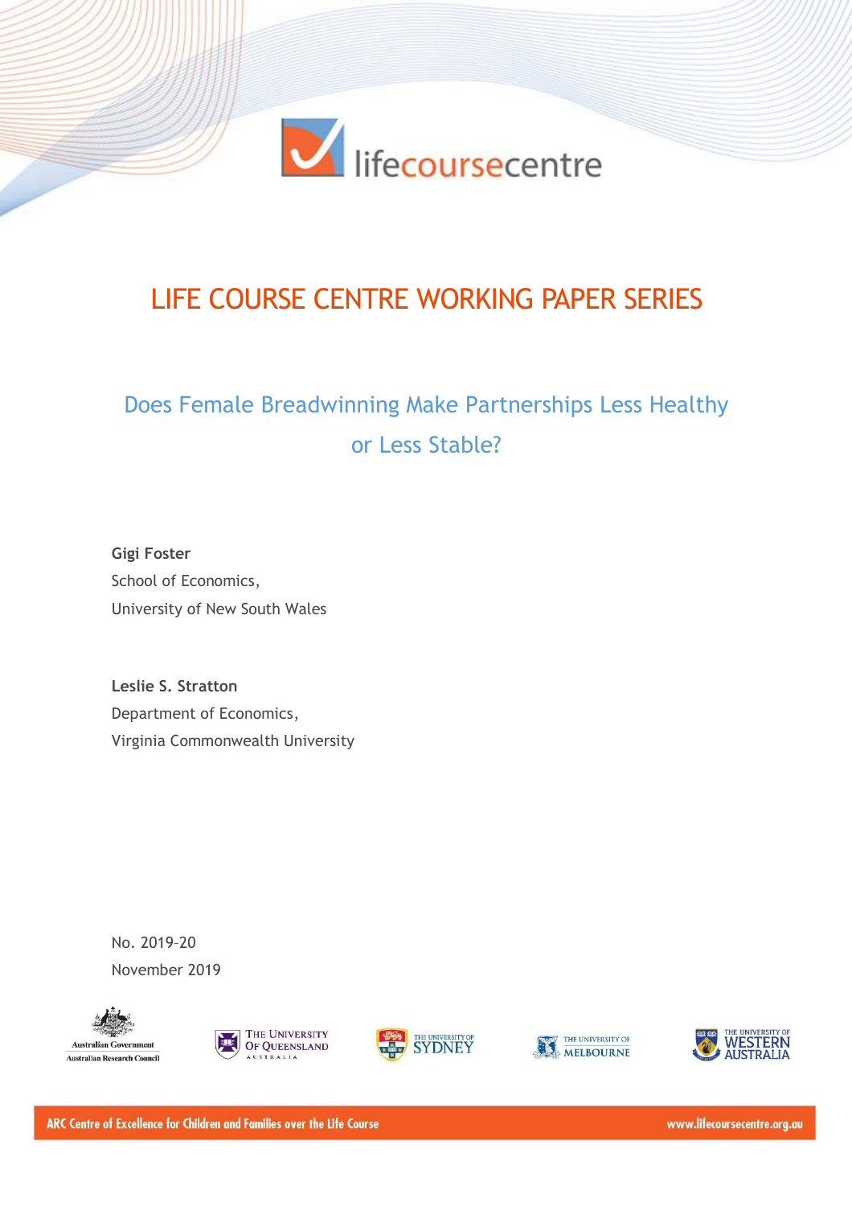lifecoursecentre

# LIFE COURSE CENTRE WORKING PAPER SERIES

## Does Female Breadwinning Make Partnerships Less Healthy or Less Stable?

**Gigi Foster**
School of Economics,
University of New South Wales

**Leslie S. Stratton**
Department of Economics,
Virginia Commonwealth University

No. 2019-20
November 2019

Australian Government
Australian Research Council

The University Of Queensland Australia

The University of Sydney

The University of Melbourne

The University of Western Australia

ARC Centre of Excellence for Children and Families over the Life Course

www.lifecoursecentre.org.au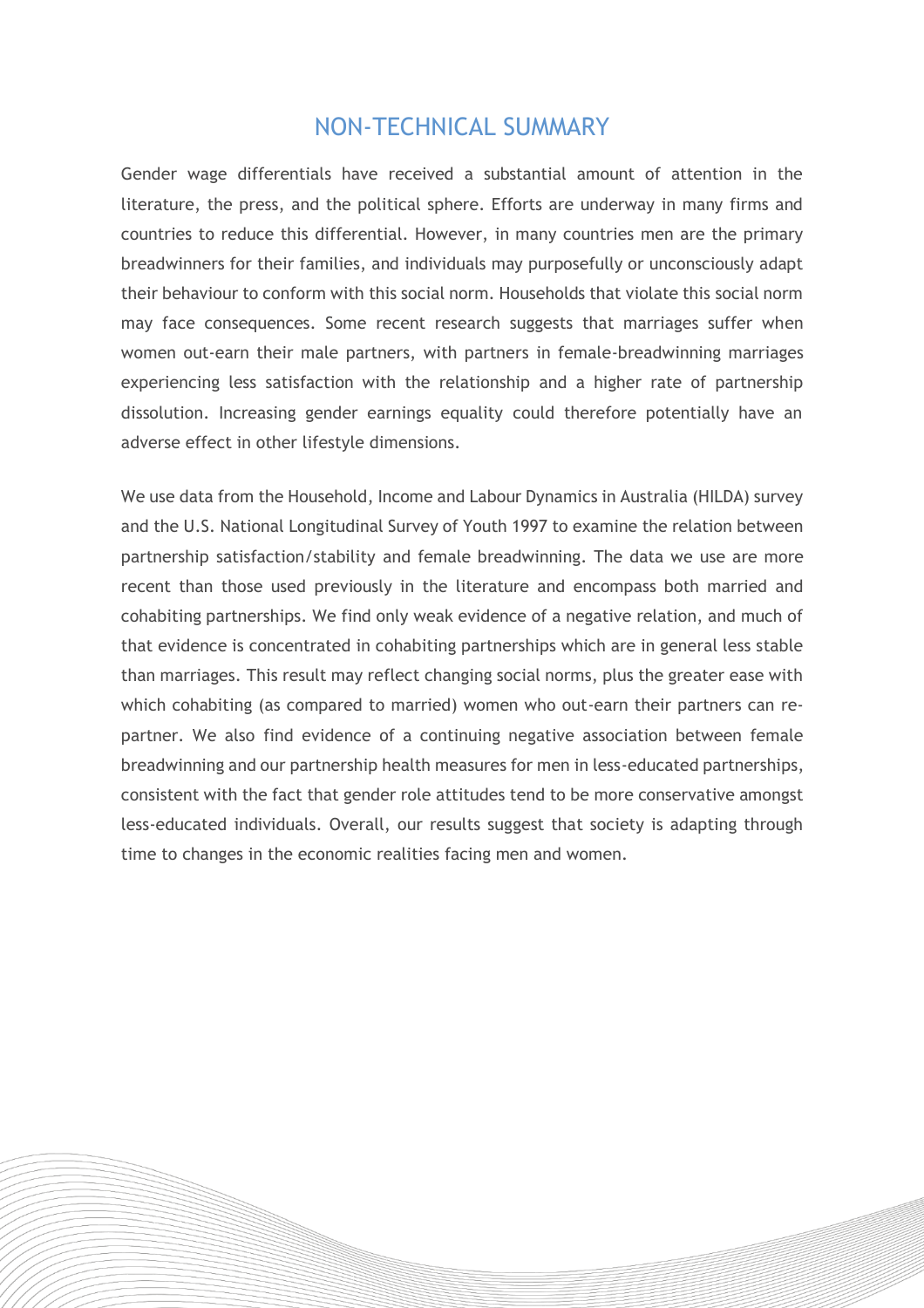# NON-TECHNICAL SUMMARY

Gender wage differentials have received a substantial amount of attention in the literature, the press, and the political sphere. Efforts are underway in many firms and countries to reduce this differential. However, in many countries men are the primary breadwinners for their families, and individuals may purposefully or unconsciously adapt their behaviour to conform with this social norm. Households that violate this social norm may face consequences. Some recent research suggests that marriages suffer when women out-earn their male partners, with partners in female-breadwinning marriages experiencing less satisfaction with the relationship and a higher rate of partnership dissolution. Increasing gender earnings equality could therefore potentially have an adverse effect in other lifestyle dimensions.

We use data from the Household, Income and Labour Dynamics in Australia (HILDA) survey and the U.S. National Longitudinal Survey of Youth 1997 to examine the relation between partnership satisfaction/stability and female breadwinning. The data we use are more recent than those used previously in the literature and encompass both married and cohabiting partnerships. We find only weak evidence of a negative relation, and much of that evidence is concentrated in cohabiting partnerships which are in general less stable than marriages. This result may reflect changing social norms, plus the greater ease with which cohabiting (as compared to married) women who out-earn their partners can re-partner. We also find evidence of a continuing negative association between female breadwinning and our partnership health measures for men in less-educated partnerships, consistent with the fact that gender role attitudes tend to be more conservative amongst less-educated individuals. Overall, our results suggest that society is adapting through time to changes in the economic realities facing men and women.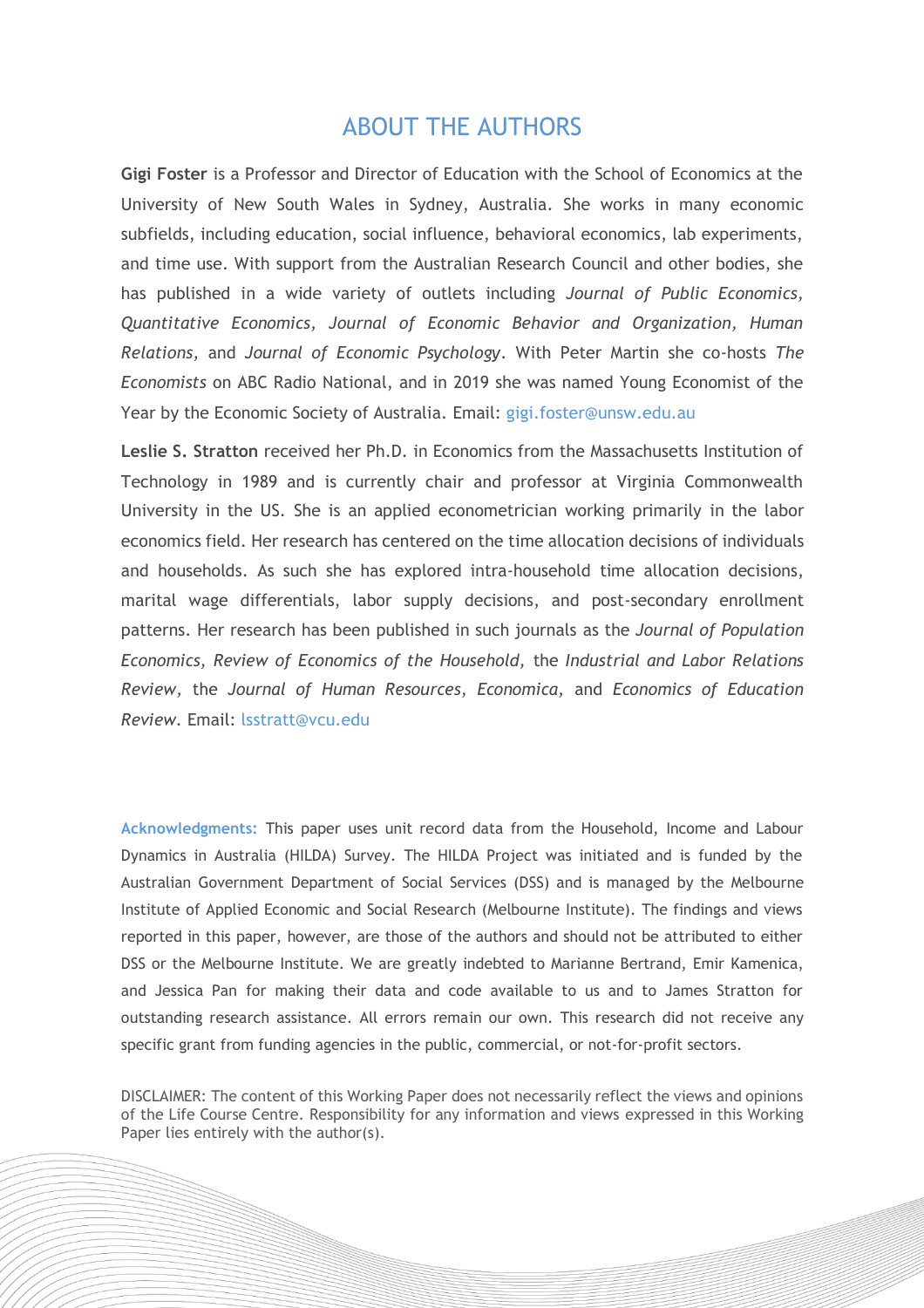# ABOUT THE AUTHORS

**Gigi Foster** is a Professor and Director of Education with the School of Economics at the University of New South Wales in Sydney, Australia. She works in many economic subfields, including education, social influence, behavioral economics, lab experiments, and time use. With support from the Australian Research Council and other bodies, she has published in a wide variety of outlets including *Journal of Public Economics, Quantitative Economics, Journal of Economic Behavior and Organization, Human Relations,* and *Journal of Economic Psychology*. With Peter Martin she co-hosts *The Economists* on ABC Radio National, and in 2019 she was named Young Economist of the Year by the Economic Society of Australia. Email: gigi.foster@unsw.edu.au

**Leslie S. Stratton** received her Ph.D. in Economics from the Massachusetts Institution of Technology in 1989 and is currently chair and professor at Virginia Commonwealth University in the US. She is an applied econometrician working primarily in the labor economics field. Her research has centered on the time allocation decisions of individuals and households. As such she has explored intra-household time allocation decisions, marital wage differentials, labor supply decisions, and post-secondary enrollment patterns. Her research has been published in such journals as the *Journal of Population Economics, Review of Economics of the Household,* the *Industrial and Labor Relations Review*, the *Journal of Human Resources, Economica,* and *Economics of Education Review*. Email: lsstratt@vcu.edu

**Acknowledgments:** This paper uses unit record data from the Household, Income and Labour Dynamics in Australia (HILDA) Survey. The HILDA Project was initiated and is funded by the Australian Government Department of Social Services (DSS) and is managed by the Melbourne Institute of Applied Economic and Social Research (Melbourne Institute). The findings and views reported in this paper, however, are those of the authors and should not be attributed to either DSS or the Melbourne Institute. We are greatly indebted to Marianne Bertrand, Emir Kamenica, and Jessica Pan for making their data and code available to us and to James Stratton for outstanding research assistance. All errors remain our own. This research did not receive any specific grant from funding agencies in the public, commercial, or not-for-profit sectors.

DISCLAIMER: The content of this Working Paper does not necessarily reflect the views and opinions of the Life Course Centre. Responsibility for any information and views expressed in this Working Paper lies entirely with the author(s).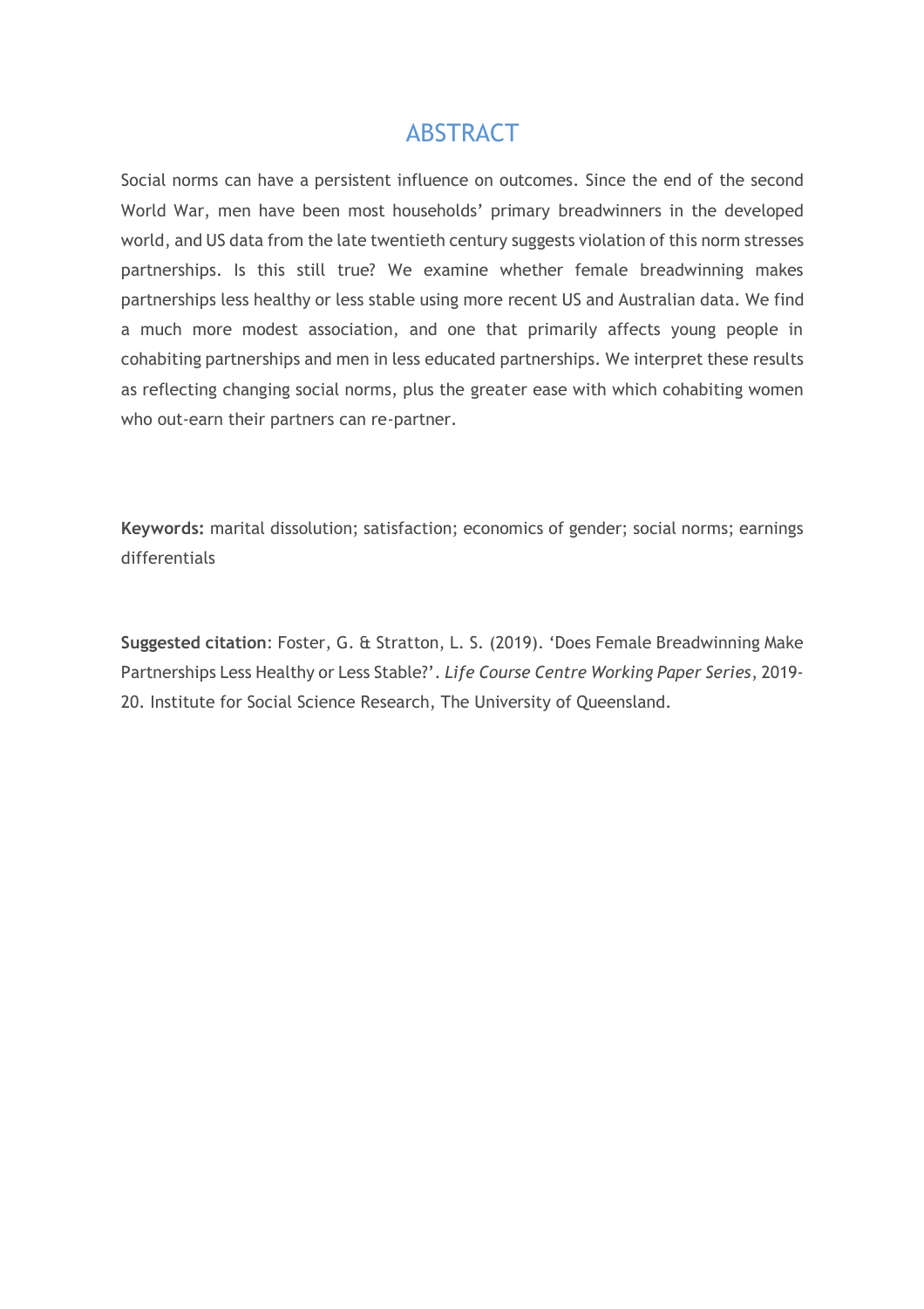# ABSTRACT

Social norms can have a persistent influence on outcomes. Since the end of the second World War, men have been most households' primary breadwinners in the developed world, and US data from the late twentieth century suggests violation of this norm stresses partnerships. Is this still true? We examine whether female breadwinning makes partnerships less healthy or less stable using more recent US and Australian data. We find a much more modest association, and one that primarily affects young people in cohabiting partnerships and men in less educated partnerships. We interpret these results as reflecting changing social norms, plus the greater ease with which cohabiting women who out-earn their partners can re-partner.

**Keywords:** marital dissolution; satisfaction; economics of gender; social norms; earnings differentials

**Suggested citation**: Foster, G. & Stratton, L. S. (2019). 'Does Female Breadwinning Make Partnerships Less Healthy or Less Stable?'. *Life Course Centre Working Paper Series*, 2019-20. Institute for Social Science Research, The University of Queensland.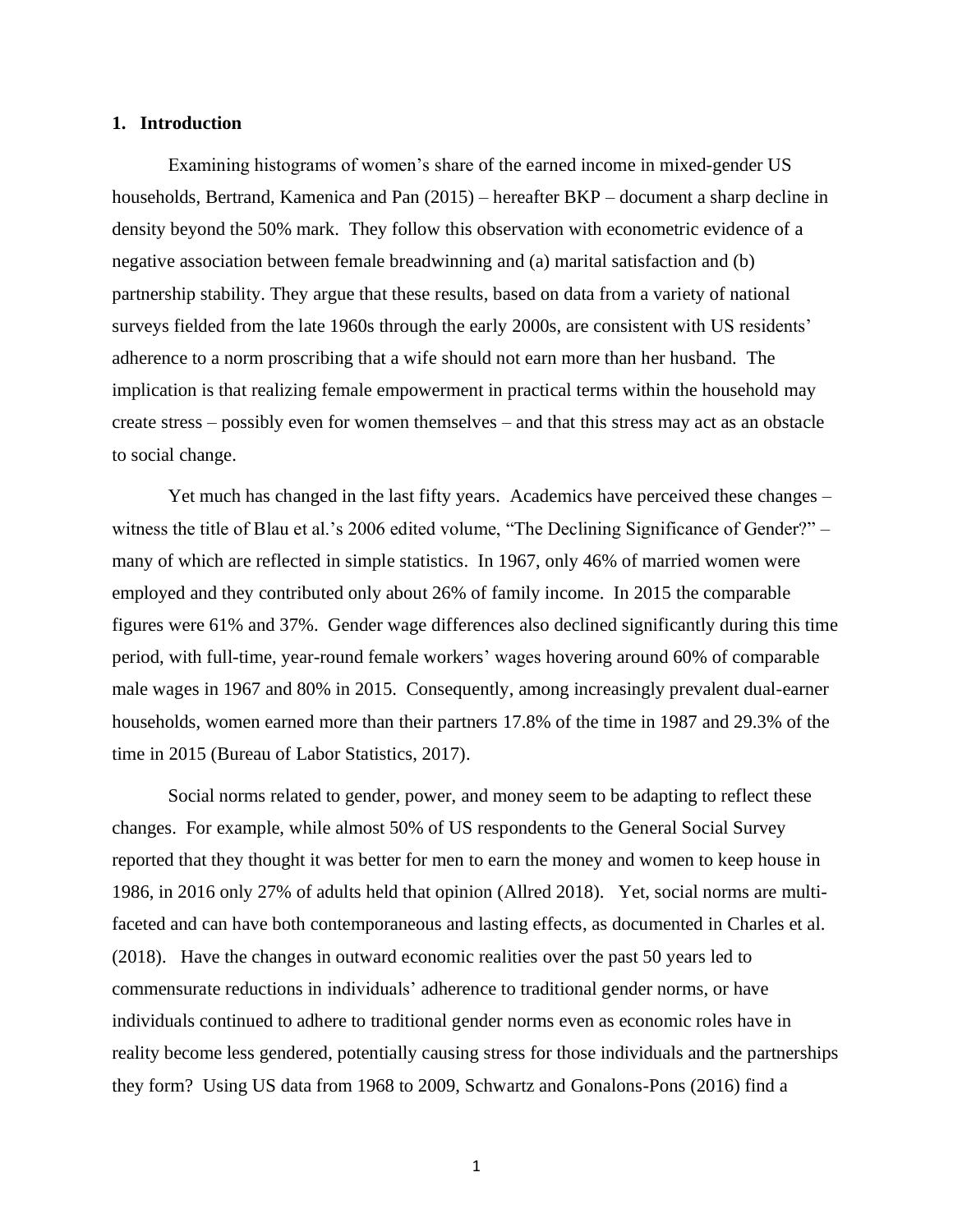## 1. Introduction

Examining histograms of women's share of the earned income in mixed-gender US households, Bertrand, Kamenica and Pan (2015) – hereafter BKP – document a sharp decline in density beyond the 50% mark. They follow this observation with econometric evidence of a negative association between female breadwinning and (a) marital satisfaction and (b) partnership stability. They argue that these results, based on data from a variety of national surveys fielded from the late 1960s through the early 2000s, are consistent with US residents' adherence to a norm proscribing that a wife should not earn more than her husband. The implication is that realizing female empowerment in practical terms within the household may create stress – possibly even for women themselves – and that this stress may act as an obstacle to social change.

Yet much has changed in the last fifty years. Academics have perceived these changes – witness the title of Blau et al.'s 2006 edited volume, "The Declining Significance of Gender?" – many of which are reflected in simple statistics. In 1967, only 46% of married women were employed and they contributed only about 26% of family income. In 2015 the comparable figures were 61% and 37%. Gender wage differences also declined significantly during this time period, with full-time, year-round female workers' wages hovering around 60% of comparable male wages in 1967 and 80% in 2015. Consequently, among increasingly prevalent dual-earner households, women earned more than their partners 17.8% of the time in 1987 and 29.3% of the time in 2015 (Bureau of Labor Statistics, 2017).

Social norms related to gender, power, and money seem to be adapting to reflect these changes. For example, while almost 50% of US respondents to the General Social Survey reported that they thought it was better for men to earn the money and women to keep house in 1986, in 2016 only 27% of adults held that opinion (Allred 2018). Yet, social norms are multi-faceted and can have both contemporaneous and lasting effects, as documented in Charles et al. (2018). Have the changes in outward economic realities over the past 50 years led to commensurate reductions in individuals' adherence to traditional gender norms, or have individuals continued to adhere to traditional gender norms even as economic roles have in reality become less gendered, potentially causing stress for those individuals and the partnerships they form? Using US data from 1968 to 2009, Schwartz and Gonalons-Pons (2016) find a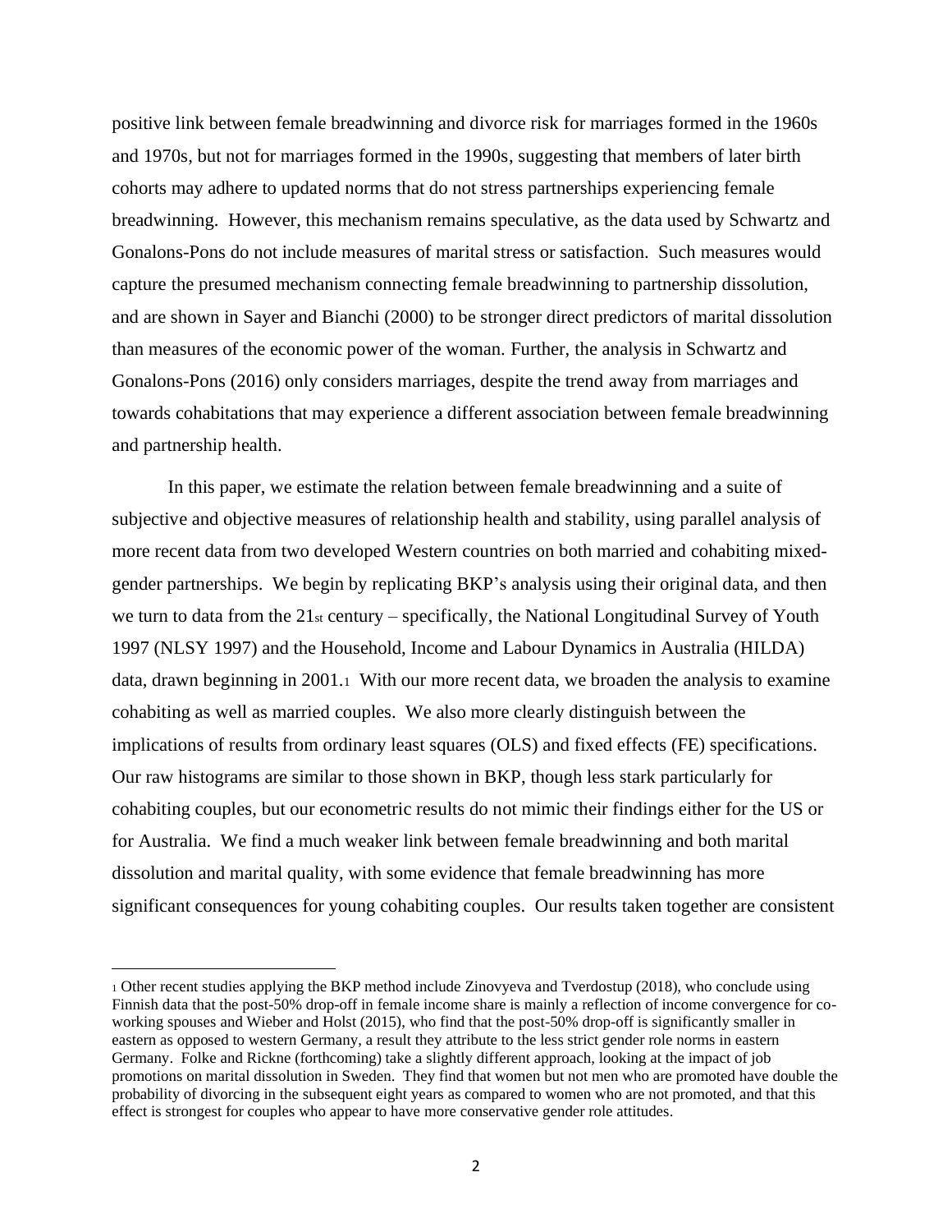positive link between female breadwinning and divorce risk for marriages formed in the 1960s and 1970s, but not for marriages formed in the 1990s, suggesting that members of later birth cohorts may adhere to updated norms that do not stress partnerships experiencing female breadwinning. However, this mechanism remains speculative, as the data used by Schwartz and Gonalons-Pons do not include measures of marital stress or satisfaction. Such measures would capture the presumed mechanism connecting female breadwinning to partnership dissolution, and are shown in Sayer and Bianchi (2000) to be stronger direct predictors of marital dissolution than measures of the economic power of the woman. Further, the analysis in Schwartz and Gonalons-Pons (2016) only considers marriages, despite the trend away from marriages and towards cohabitations that may experience a different association between female breadwinning and partnership health.

In this paper, we estimate the relation between female breadwinning and a suite of subjective and objective measures of relationship health and stability, using parallel analysis of more recent data from two developed Western countries on both married and cohabiting mixed-gender partnerships. We begin by replicating BKP's analysis using their original data, and then we turn to data from the 21st century – specifically, the National Longitudinal Survey of Youth 1997 (NLSY 1997) and the Household, Income and Labour Dynamics in Australia (HILDA) data, drawn beginning in 2001.[1] With our more recent data, we broaden the analysis to examine cohabiting as well as married couples. We also more clearly distinguish between the implications of results from ordinary least squares (OLS) and fixed effects (FE) specifications. Our raw histograms are similar to those shown in BKP, though less stark particularly for cohabiting couples, but our econometric results do not mimic their findings either for the US or for Australia. We find a much weaker link between female breadwinning and both marital dissolution and marital quality, with some evidence that female breadwinning has more significant consequences for young cohabiting couples. Our results taken together are consistent

[1] Other recent studies applying the BKP method include Zinovyeva and Tverdostup (2018), who conclude using Finnish data that the post-50% drop-off in female income share is mainly a reflection of income convergence for co-working spouses and Wieber and Holst (2015), who find that the post-50% drop-off is significantly smaller in eastern as opposed to western Germany, a result they attribute to the less strict gender role norms in eastern Germany. Folke and Rickne (forthcoming) take a slightly different approach, looking at the impact of job promotions on marital dissolution in Sweden. They find that women but not men who are promoted have double the probability of divorcing in the subsequent eight years as compared to women who are not promoted, and that this effect is strongest for couples who appear to have more conservative gender role attitudes.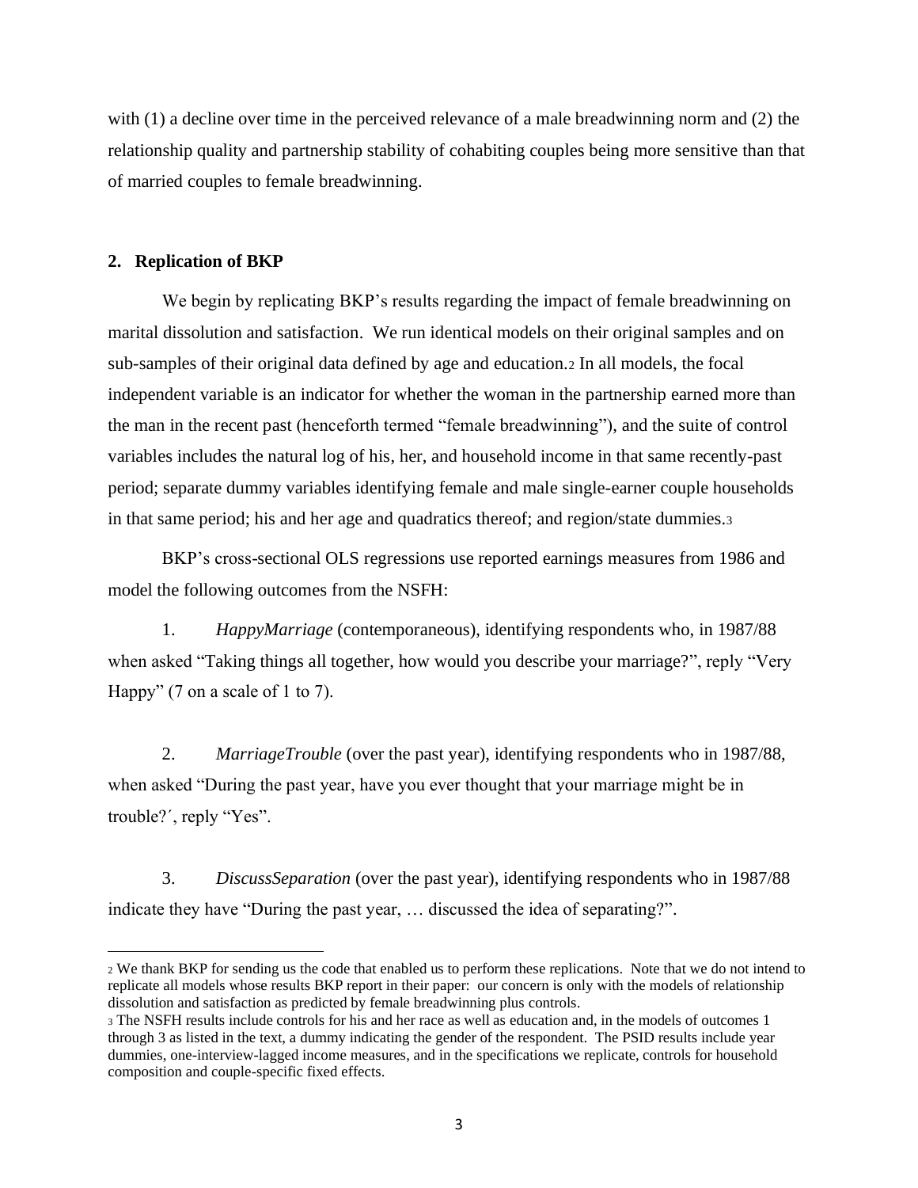with (1) a decline over time in the perceived relevance of a male breadwinning norm and (2) the relationship quality and partnership stability of cohabiting couples being more sensitive than that of married couples to female breadwinning.

## 2. Replication of BKP

We begin by replicating BKP's results regarding the impact of female breadwinning on marital dissolution and satisfaction. We run identical models on their original samples and on sub-samples of their original data defined by age and education.[2] In all models, the focal independent variable is an indicator for whether the woman in the partnership earned more than the man in the recent past (henceforth termed "female breadwinning"), and the suite of control variables includes the natural log of his, her, and household income in that same recently-past period; separate dummy variables identifying female and male single-earner couple households in that same period; his and her age and quadratics thereof; and region/state dummies.[3]

BKP's cross-sectional OLS regressions use reported earnings measures from 1986 and model the following outcomes from the NSFH:

1. *HappyMarriage* (contemporaneous), identifying respondents who, in 1987/88 when asked "Taking things all together, how would you describe your marriage?", reply "Very Happy" (7 on a scale of 1 to 7).

2. *MarriageTrouble* (over the past year), identifying respondents who in 1987/88, when asked "During the past year, have you ever thought that your marriage might be in trouble?′, reply "Yes".

3. *DiscussSeparation* (over the past year), identifying respondents who in 1987/88 indicate they have "During the past year, … discussed the idea of separating?".

---

[2] We thank BKP for sending us the code that enabled us to perform these replications. Note that we do not intend to replicate all models whose results BKP report in their paper: our concern is only with the models of relationship dissolution and satisfaction as predicted by female breadwinning plus controls.

[3] The NSFH results include controls for his and her race as well as education and, in the models of outcomes 1 through 3 as listed in the text, a dummy indicating the gender of the respondent. The PSID results include year dummies, one-interview-lagged income measures, and in the specifications we replicate, controls for household composition and couple-specific fixed effects.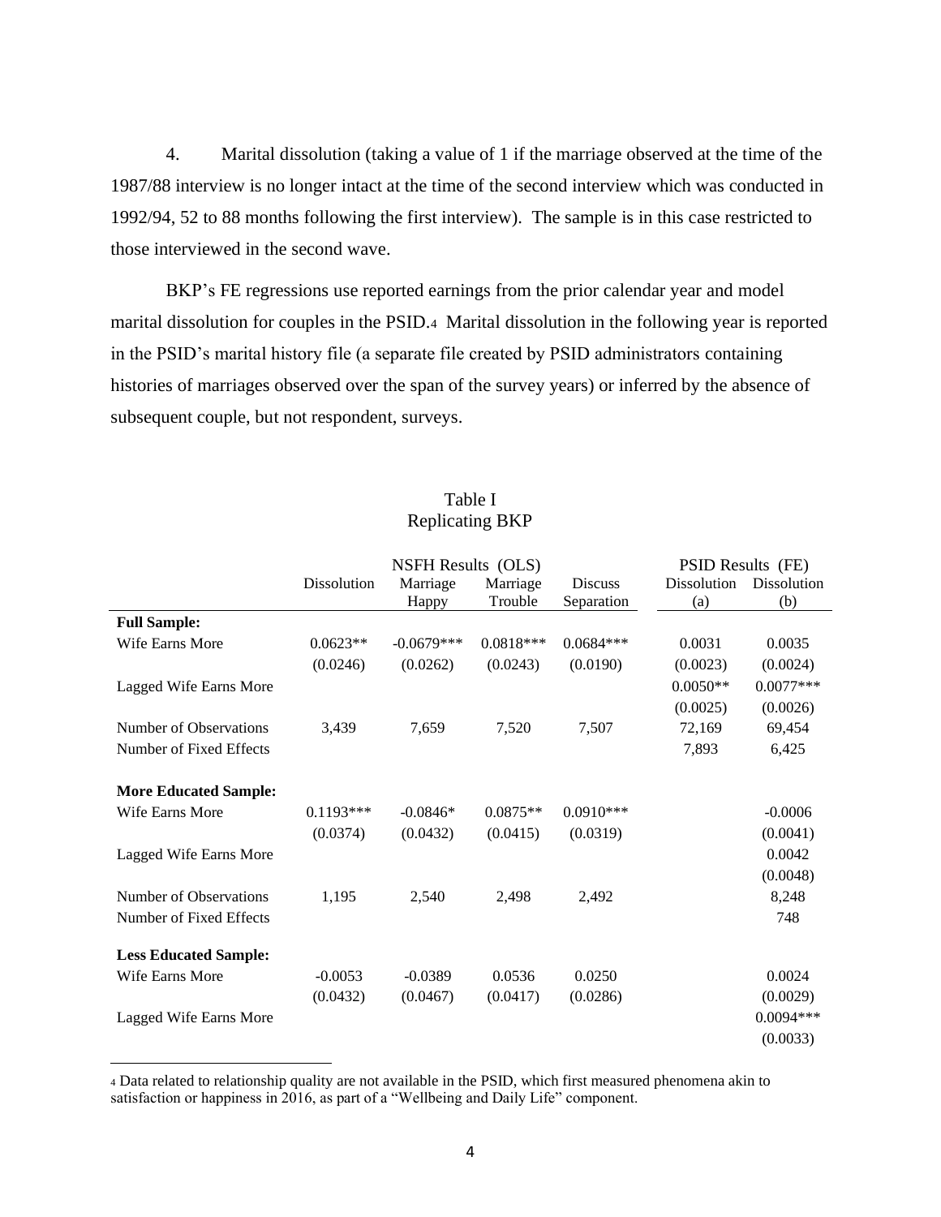4. Marital dissolution (taking a value of 1 if the marriage observed at the time of the 1987/88 interview is no longer intact at the time of the second interview which was conducted in 1992/94, 52 to 88 months following the first interview). The sample is in this case restricted to those interviewed in the second wave.

BKP's FE regressions use reported earnings from the prior calendar year and model marital dissolution for couples in the PSID.[4] Marital dissolution in the following year is reported in the PSID's marital history file (a separate file created by PSID administrators containing histories of marriages observed over the span of the survey years) or inferred by the absence of subsequent couple, but not respondent, surveys.

Table I
Replicating BKP

| | NSFH Results (OLS) | | | | PSID Results (FE) | |
|---|---|---|---|---|---|---|
| | Dissolution | Marriage Happy | Marriage Trouble | Discuss Separation | Dissolution (a) | Dissolution (b) |
| **Full Sample:** | | | | | | |
| Wife Earns More | 0.0623** | -0.0679*** | 0.0818*** | 0.0684*** | 0.0031 | 0.0035 |
| | (0.0246) | (0.0262) | (0.0243) | (0.0190) | (0.0023) | (0.0024) |
| Lagged Wife Earns More | | | | | 0.0050** | 0.0077*** |
| | | | | | (0.0025) | (0.0026) |
| Number of Observations | 3,439 | 7,659 | 7,520 | 7,507 | 72,169 | 69,454 |
| Number of Fixed Effects | | | | | 7,893 | 6,425 |
| **More Educated Sample:** | | | | | | |
| Wife Earns More | 0.1193*** | -0.0846* | 0.0875** | 0.0910*** | | -0.0006 |
| | (0.0374) | (0.0432) | (0.0415) | (0.0319) | | (0.0041) |
| Lagged Wife Earns More | | | | | | 0.0042 |
| | | | | | | (0.0048) |
| Number of Observations | 1,195 | 2,540 | 2,498 | 2,492 | | 8,248 |
| Number of Fixed Effects | | | | | | 748 |
| **Less Educated Sample:** | | | | | | |
| Wife Earns More | -0.0053 | -0.0389 | 0.0536 | 0.0250 | | 0.0024 |
| | (0.0432) | (0.0467) | (0.0417) | (0.0286) | | (0.0029) |
| Lagged Wife Earns More | | | | | | 0.0094*** |
| | | | | | | (0.0033) |

[4] Data related to relationship quality are not available in the PSID, which first measured phenomena akin to satisfaction or happiness in 2016, as part of a "Wellbeing and Daily Life" component.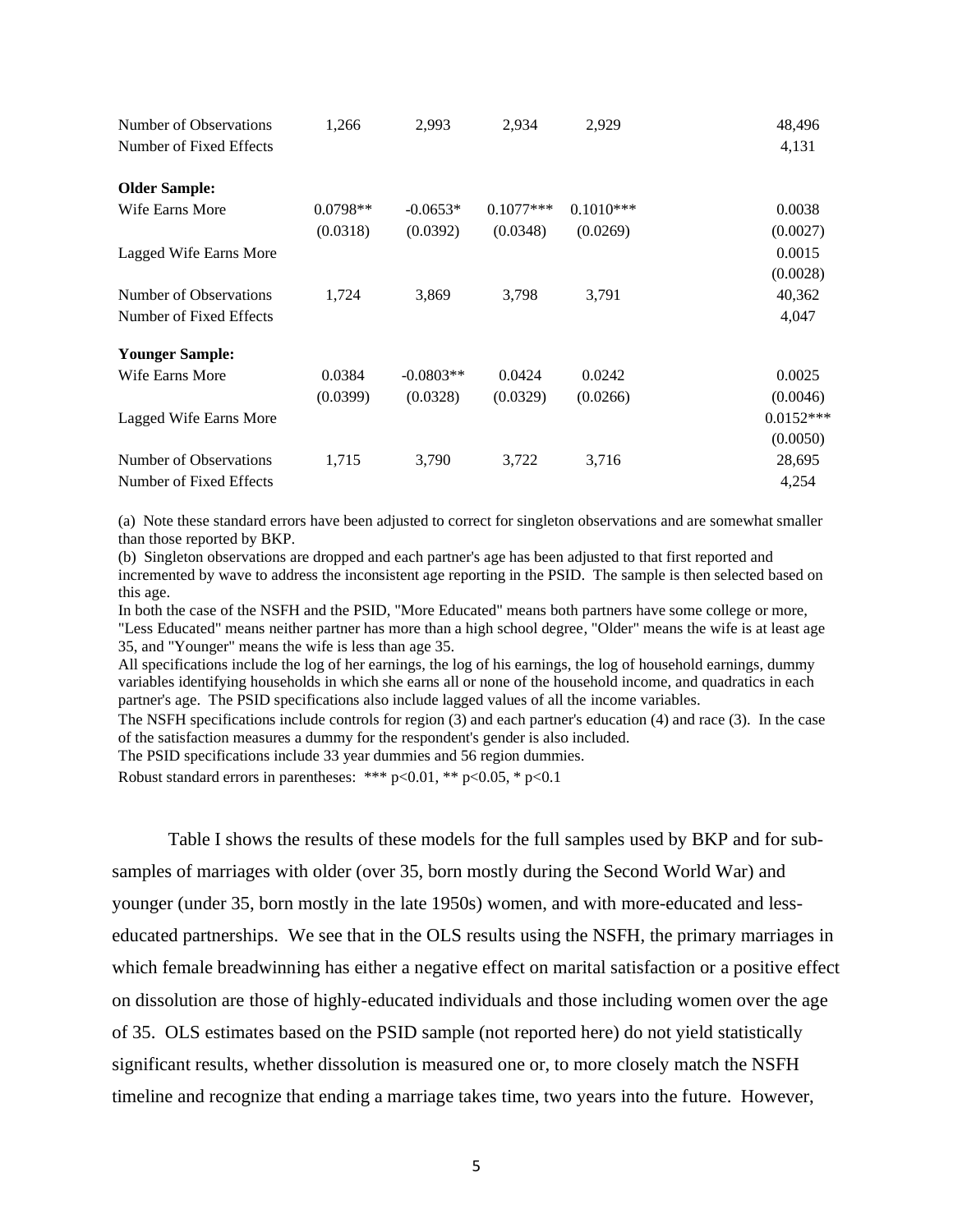| | | | | | |
|---|---|---|---|---|---|
| Number of Observations | 1,266 | 2,993 | 2,934 | 2,929 | 48,496 |
| Number of Fixed Effects | | | | | 4,131 |
| **Older Sample:** | | | | | |
| Wife Earns More | 0.0798** | -0.0653* | 0.1077*** | 0.1010*** | 0.0038 |
| | (0.0318) | (0.0392) | (0.0348) | (0.0269) | (0.0027) |
| Lagged Wife Earns More | | | | | 0.0015 |
| | | | | | (0.0028) |
| Number of Observations | 1,724 | 3,869 | 3,798 | 3,791 | 40,362 |
| Number of Fixed Effects | | | | | 4,047 |
| **Younger Sample:** | | | | | |
| Wife Earns More | 0.0384 | -0.0803** | 0.0424 | 0.0242 | 0.0025 |
| | (0.0399) | (0.0328) | (0.0329) | (0.0266) | (0.0046) |
| Lagged Wife Earns More | | | | | 0.0152*** |
| | | | | | (0.0050) |
| Number of Observations | 1,715 | 3,790 | 3,722 | 3,716 | 28,695 |
| Number of Fixed Effects | | | | | 4,254 |

(a) Note these standard errors have been adjusted to correct for singleton observations and are somewhat smaller than those reported by BKP.

(b) Singleton observations are dropped and each partner's age has been adjusted to that first reported and incremented by wave to address the inconsistent age reporting in the PSID. The sample is then selected based on this age.

In both the case of the NSFH and the PSID, "More Educated" means both partners have some college or more, "Less Educated" means neither partner has more than a high school degree, "Older" means the wife is at least age 35, and "Younger" means the wife is less than age 35.

All specifications include the log of her earnings, the log of his earnings, the log of household earnings, dummy variables identifying households in which she earns all or none of the household income, and quadratics in each partner's age. The PSID specifications also include lagged values of all the income variables.

The NSFH specifications include controls for region (3) and each partner's education (4) and race (3). In the case of the satisfaction measures a dummy for the respondent's gender is also included.

The PSID specifications include 33 year dummies and 56 region dummies.

Robust standard errors in parentheses: *** p<0.01, ** p<0.05, * p<0.1

Table I shows the results of these models for the full samples used by BKP and for sub-samples of marriages with older (over 35, born mostly during the Second World War) and younger (under 35, born mostly in the late 1950s) women, and with more-educated and less-educated partnerships. We see that in the OLS results using the NSFH, the primary marriages in which female breadwinning has either a negative effect on marital satisfaction or a positive effect on dissolution are those of highly-educated individuals and those including women over the age of 35. OLS estimates based on the PSID sample (not reported here) do not yield statistically significant results, whether dissolution is measured one or, to more closely match the NSFH timeline and recognize that ending a marriage takes time, two years into the future. However,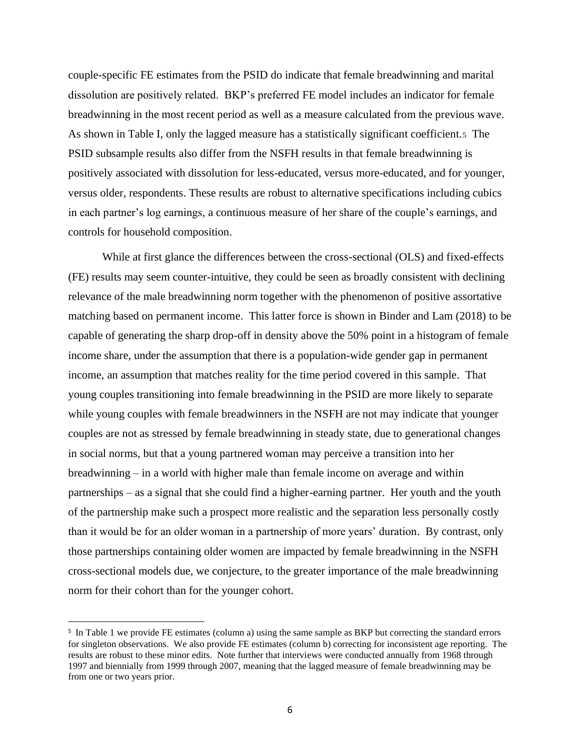couple-specific FE estimates from the PSID do indicate that female breadwinning and marital dissolution are positively related. BKP's preferred FE model includes an indicator for female breadwinning in the most recent period as well as a measure calculated from the previous wave. As shown in Table I, only the lagged measure has a statistically significant coefficient.[5] The PSID subsample results also differ from the NSFH results in that female breadwinning is positively associated with dissolution for less-educated, versus more-educated, and for younger, versus older, respondents. These results are robust to alternative specifications including cubics in each partner's log earnings, a continuous measure of her share of the couple's earnings, and controls for household composition.

While at first glance the differences between the cross-sectional (OLS) and fixed-effects (FE) results may seem counter-intuitive, they could be seen as broadly consistent with declining relevance of the male breadwinning norm together with the phenomenon of positive assortative matching based on permanent income. This latter force is shown in Binder and Lam (2018) to be capable of generating the sharp drop-off in density above the 50% point in a histogram of female income share, under the assumption that there is a population-wide gender gap in permanent income, an assumption that matches reality for the time period covered in this sample. That young couples transitioning into female breadwinning in the PSID are more likely to separate while young couples with female breadwinners in the NSFH are not may indicate that younger couples are not as stressed by female breadwinning in steady state, due to generational changes in social norms, but that a young partnered woman may perceive a transition into her breadwinning – in a world with higher male than female income on average and within partnerships – as a signal that she could find a higher-earning partner. Her youth and the youth of the partnership make such a prospect more realistic and the separation less personally costly than it would be for an older woman in a partnership of more years' duration. By contrast, only those partnerships containing older women are impacted by female breadwinning in the NSFH cross-sectional models due, we conjecture, to the greater importance of the male breadwinning norm for their cohort than for the younger cohort.

---

[5] In Table 1 we provide FE estimates (column a) using the same sample as BKP but correcting the standard errors for singleton observations. We also provide FE estimates (column b) correcting for inconsistent age reporting. The results are robust to these minor edits. Note further that interviews were conducted annually from 1968 through 1997 and biennially from 1999 through 2007, meaning that the lagged measure of female breadwinning may be from one or two years prior.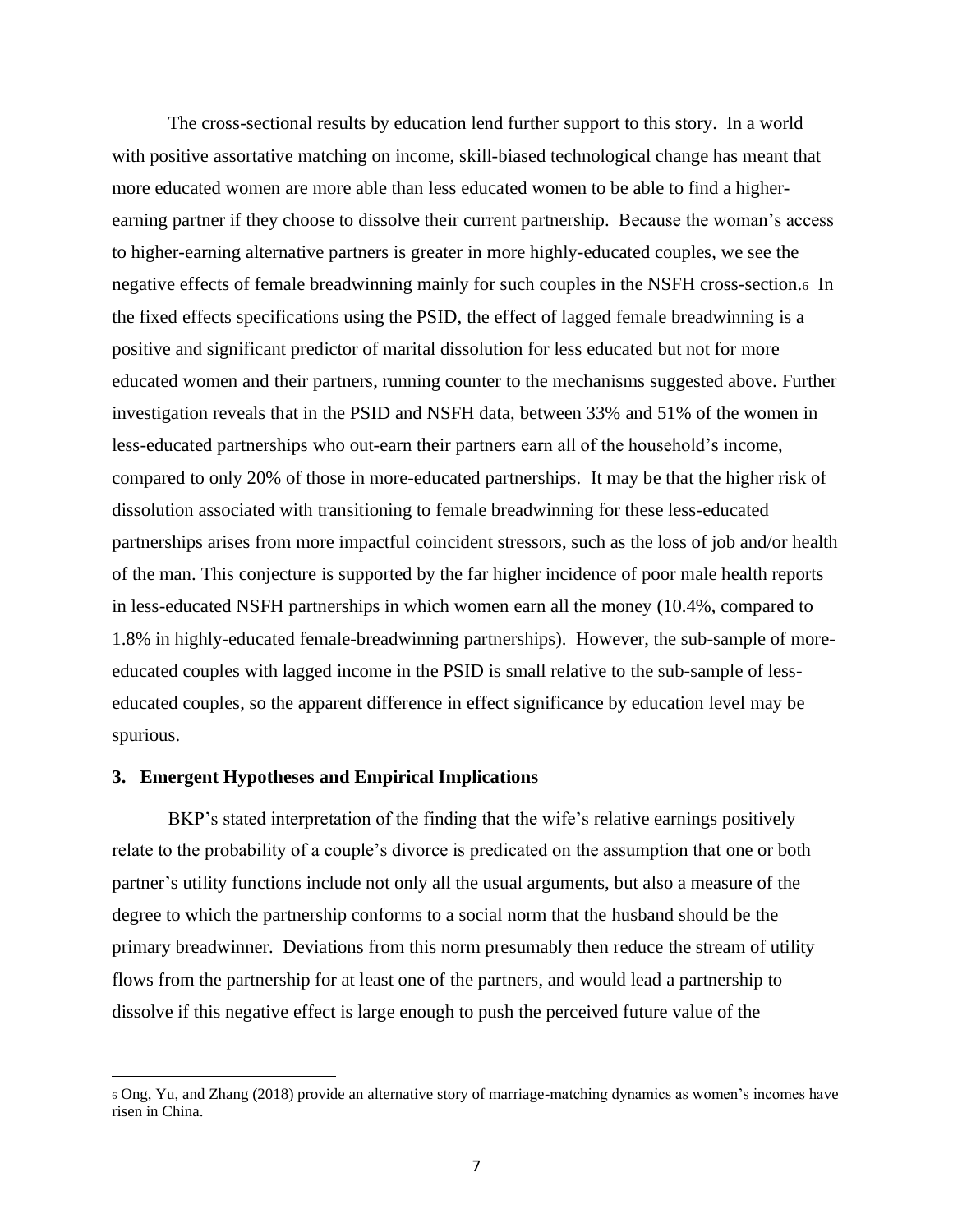The cross-sectional results by education lend further support to this story. In a world with positive assortative matching on income, skill-biased technological change has meant that more educated women are more able than less educated women to be able to find a higher-earning partner if they choose to dissolve their current partnership. Because the woman's access to higher-earning alternative partners is greater in more highly-educated couples, we see the negative effects of female breadwinning mainly for such couples in the NSFH cross-section.[6] In the fixed effects specifications using the PSID, the effect of lagged female breadwinning is a positive and significant predictor of marital dissolution for less educated but not for more educated women and their partners, running counter to the mechanisms suggested above. Further investigation reveals that in the PSID and NSFH data, between 33% and 51% of the women in less-educated partnerships who out-earn their partners earn all of the household's income, compared to only 20% of those in more-educated partnerships. It may be that the higher risk of dissolution associated with transitioning to female breadwinning for these less-educated partnerships arises from more impactful coincident stressors, such as the loss of job and/or health of the man. This conjecture is supported by the far higher incidence of poor male health reports in less-educated NSFH partnerships in which women earn all the money (10.4%, compared to 1.8% in highly-educated female-breadwinning partnerships). However, the sub-sample of more-educated couples with lagged income in the PSID is small relative to the sub-sample of less-educated couples, so the apparent difference in effect significance by education level may be spurious.

## 3. Emergent Hypotheses and Empirical Implications

BKP's stated interpretation of the finding that the wife's relative earnings positively relate to the probability of a couple's divorce is predicated on the assumption that one or both partner's utility functions include not only all the usual arguments, but also a measure of the degree to which the partnership conforms to a social norm that the husband should be the primary breadwinner. Deviations from this norm presumably then reduce the stream of utility flows from the partnership for at least one of the partners, and would lead a partnership to dissolve if this negative effect is large enough to push the perceived future value of the

[6] Ong, Yu, and Zhang (2018) provide an alternative story of marriage-matching dynamics as women's incomes have risen in China.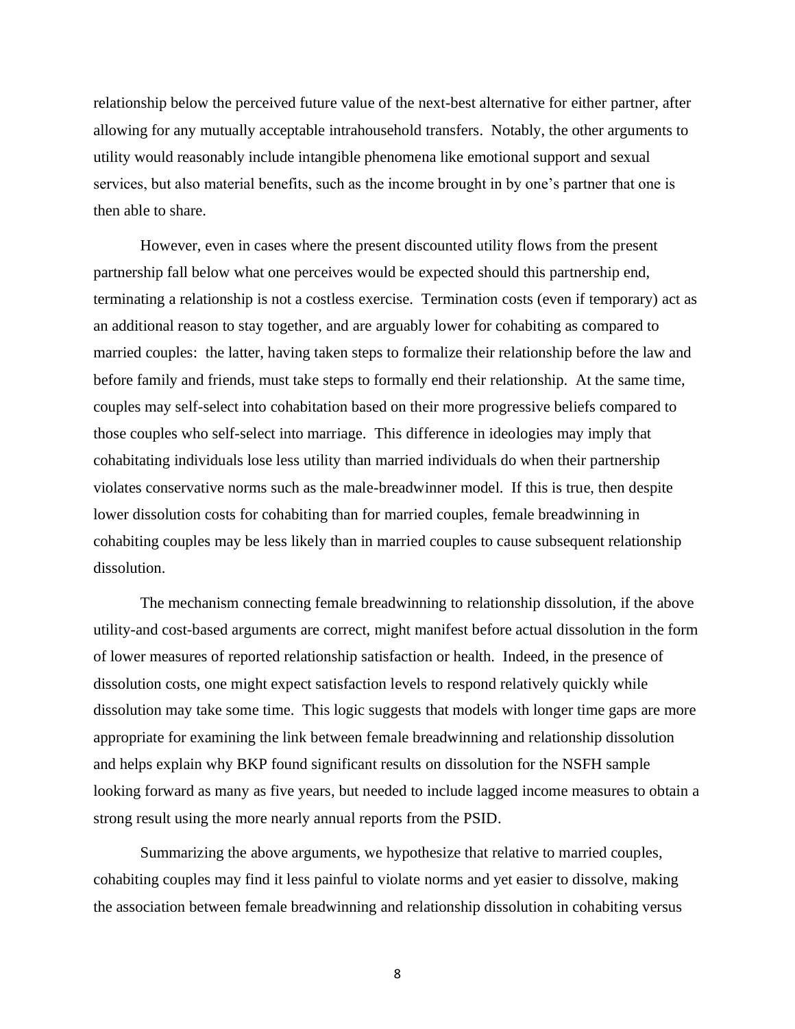relationship below the perceived future value of the next-best alternative for either partner, after allowing for any mutually acceptable intrahousehold transfers. Notably, the other arguments to utility would reasonably include intangible phenomena like emotional support and sexual services, but also material benefits, such as the income brought in by one's partner that one is then able to share.

However, even in cases where the present discounted utility flows from the present partnership fall below what one perceives would be expected should this partnership end, terminating a relationship is not a costless exercise. Termination costs (even if temporary) act as an additional reason to stay together, and are arguably lower for cohabiting as compared to married couples: the latter, having taken steps to formalize their relationship before the law and before family and friends, must take steps to formally end their relationship. At the same time, couples may self-select into cohabitation based on their more progressive beliefs compared to those couples who self-select into marriage. This difference in ideologies may imply that cohabitating individuals lose less utility than married individuals do when their partnership violates conservative norms such as the male-breadwinner model. If this is true, then despite lower dissolution costs for cohabiting than for married couples, female breadwinning in cohabiting couples may be less likely than in married couples to cause subsequent relationship dissolution.

The mechanism connecting female breadwinning to relationship dissolution, if the above utility-and cost-based arguments are correct, might manifest before actual dissolution in the form of lower measures of reported relationship satisfaction or health. Indeed, in the presence of dissolution costs, one might expect satisfaction levels to respond relatively quickly while dissolution may take some time. This logic suggests that models with longer time gaps are more appropriate for examining the link between female breadwinning and relationship dissolution and helps explain why BKP found significant results on dissolution for the NSFH sample looking forward as many as five years, but needed to include lagged income measures to obtain a strong result using the more nearly annual reports from the PSID.

Summarizing the above arguments, we hypothesize that relative to married couples, cohabiting couples may find it less painful to violate norms and yet easier to dissolve, making the association between female breadwinning and relationship dissolution in cohabiting versus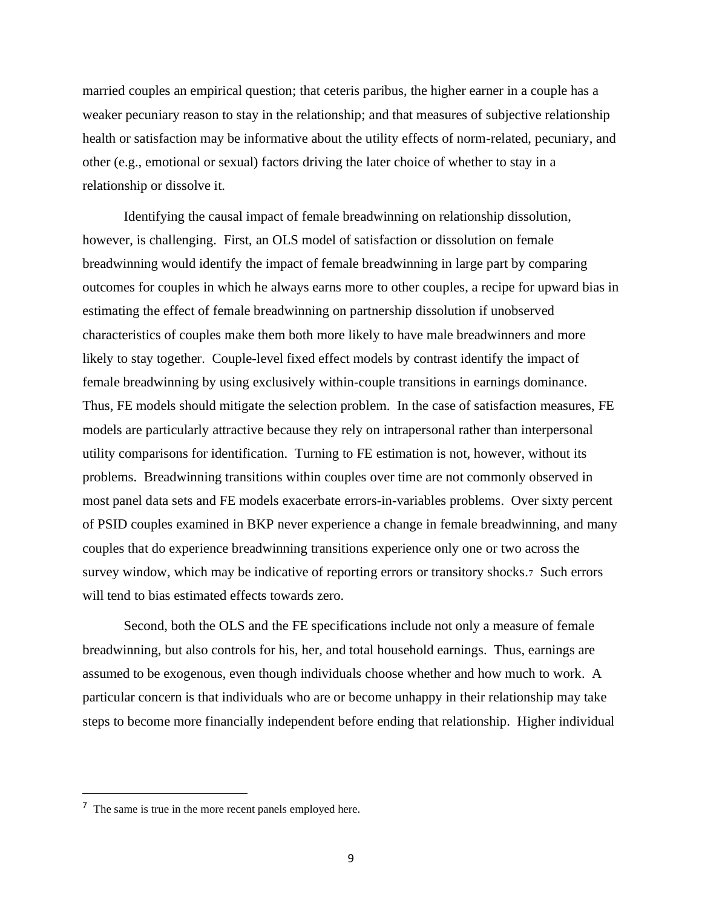married couples an empirical question; that ceteris paribus, the higher earner in a couple has a weaker pecuniary reason to stay in the relationship; and that measures of subjective relationship health or satisfaction may be informative about the utility effects of norm-related, pecuniary, and other (e.g., emotional or sexual) factors driving the later choice of whether to stay in a relationship or dissolve it.

Identifying the causal impact of female breadwinning on relationship dissolution, however, is challenging. First, an OLS model of satisfaction or dissolution on female breadwinning would identify the impact of female breadwinning in large part by comparing outcomes for couples in which he always earns more to other couples, a recipe for upward bias in estimating the effect of female breadwinning on partnership dissolution if unobserved characteristics of couples make them both more likely to have male breadwinners and more likely to stay together. Couple-level fixed effect models by contrast identify the impact of female breadwinning by using exclusively within-couple transitions in earnings dominance. Thus, FE models should mitigate the selection problem. In the case of satisfaction measures, FE models are particularly attractive because they rely on intrapersonal rather than interpersonal utility comparisons for identification. Turning to FE estimation is not, however, without its problems. Breadwinning transitions within couples over time are not commonly observed in most panel data sets and FE models exacerbate errors-in-variables problems. Over sixty percent of PSID couples examined in BKP never experience a change in female breadwinning, and many couples that do experience breadwinning transitions experience only one or two across the survey window, which may be indicative of reporting errors or transitory shocks.[7] Such errors will tend to bias estimated effects towards zero.

Second, both the OLS and the FE specifications include not only a measure of female breadwinning, but also controls for his, her, and total household earnings. Thus, earnings are assumed to be exogenous, even though individuals choose whether and how much to work. A particular concern is that individuals who are or become unhappy in their relationship may take steps to become more financially independent before ending that relationship. Higher individual

[7] The same is true in the more recent panels employed here.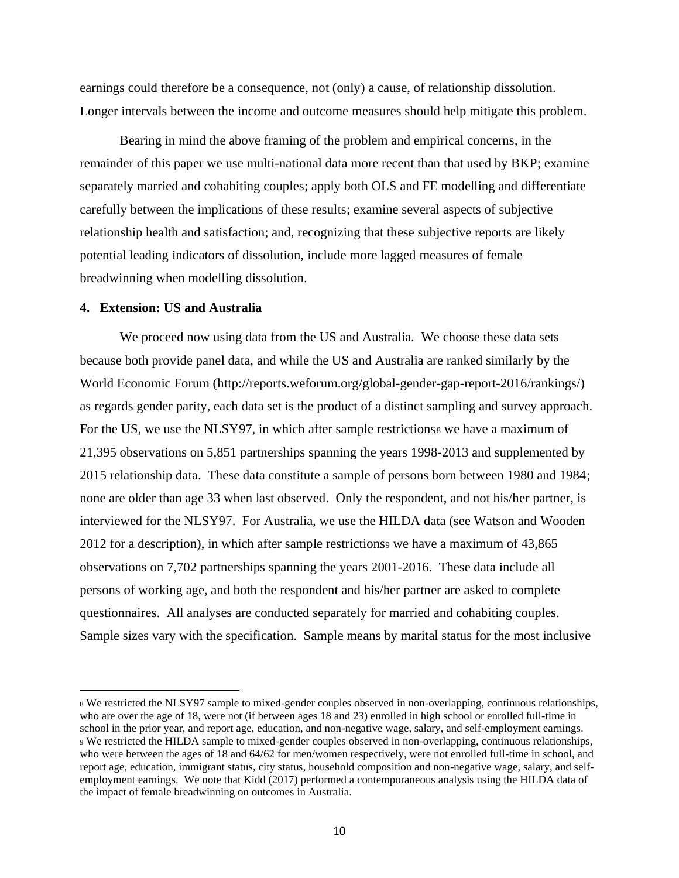earnings could therefore be a consequence, not (only) a cause, of relationship dissolution. Longer intervals between the income and outcome measures should help mitigate this problem.

Bearing in mind the above framing of the problem and empirical concerns, in the remainder of this paper we use multi-national data more recent than that used by BKP; examine separately married and cohabiting couples; apply both OLS and FE modelling and differentiate carefully between the implications of these results; examine several aspects of subjective relationship health and satisfaction; and, recognizing that these subjective reports are likely potential leading indicators of dissolution, include more lagged measures of female breadwinning when modelling dissolution.

## 4. Extension: US and Australia

We proceed now using data from the US and Australia. We choose these data sets because both provide panel data, and while the US and Australia are ranked similarly by the World Economic Forum (http://reports.weforum.org/global-gender-gap-report-2016/rankings/) as regards gender parity, each data set is the product of a distinct sampling and survey approach. For the US, we use the NLSY97, in which after sample restrictions[8] we have a maximum of 21,395 observations on 5,851 partnerships spanning the years 1998-2013 and supplemented by 2015 relationship data. These data constitute a sample of persons born between 1980 and 1984; none are older than age 33 when last observed. Only the respondent, and not his/her partner, is interviewed for the NLSY97. For Australia, we use the HILDA data (see Watson and Wooden 2012 for a description), in which after sample restrictions[9] we have a maximum of 43,865 observations on 7,702 partnerships spanning the years 2001-2016. These data include all persons of working age, and both the respondent and his/her partner are asked to complete questionnaires. All analyses are conducted separately for married and cohabiting couples. Sample sizes vary with the specification. Sample means by marital status for the most inclusive

---

[8] We restricted the NLSY97 sample to mixed-gender couples observed in non-overlapping, continuous relationships, who are over the age of 18, were not (if between ages 18 and 23) enrolled in high school or enrolled full-time in school in the prior year, and report age, education, and non-negative wage, salary, and self-employment earnings.

[9] We restricted the HILDA sample to mixed-gender couples observed in non-overlapping, continuous relationships, who were between the ages of 18 and 64/62 for men/women respectively, were not enrolled full-time in school, and report age, education, immigrant status, city status, household composition and non-negative wage, salary, and self-employment earnings. We note that Kidd (2017) performed a contemporaneous analysis using the HILDA data of the impact of female breadwinning on outcomes in Australia.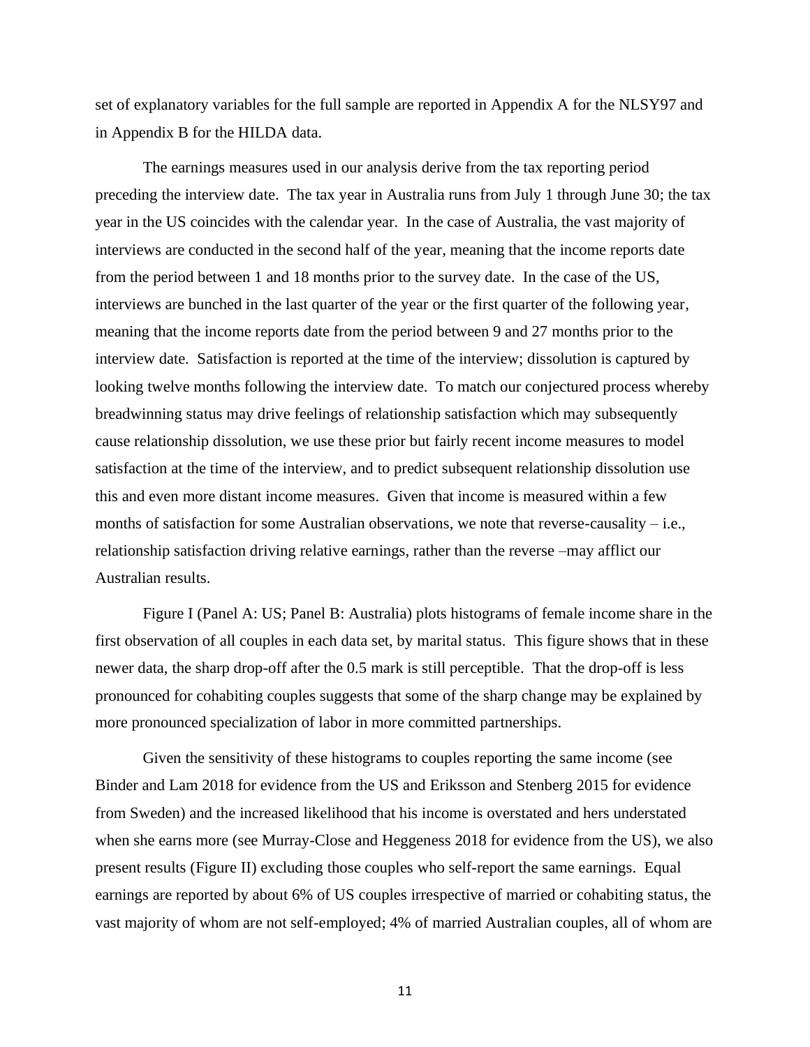set of explanatory variables for the full sample are reported in Appendix A for the NLSY97 and in Appendix B for the HILDA data.

The earnings measures used in our analysis derive from the tax reporting period preceding the interview date. The tax year in Australia runs from July 1 through June 30; the tax year in the US coincides with the calendar year. In the case of Australia, the vast majority of interviews are conducted in the second half of the year, meaning that the income reports date from the period between 1 and 18 months prior to the survey date. In the case of the US, interviews are bunched in the last quarter of the year or the first quarter of the following year, meaning that the income reports date from the period between 9 and 27 months prior to the interview date. Satisfaction is reported at the time of the interview; dissolution is captured by looking twelve months following the interview date. To match our conjectured process whereby breadwinning status may drive feelings of relationship satisfaction which may subsequently cause relationship dissolution, we use these prior but fairly recent income measures to model satisfaction at the time of the interview, and to predict subsequent relationship dissolution use this and even more distant income measures. Given that income is measured within a few months of satisfaction for some Australian observations, we note that reverse-causality – i.e., relationship satisfaction driving relative earnings, rather than the reverse –may afflict our Australian results.

Figure I (Panel A: US; Panel B: Australia) plots histograms of female income share in the first observation of all couples in each data set, by marital status. This figure shows that in these newer data, the sharp drop-off after the 0.5 mark is still perceptible. That the drop-off is less pronounced for cohabiting couples suggests that some of the sharp change may be explained by more pronounced specialization of labor in more committed partnerships.

Given the sensitivity of these histograms to couples reporting the same income (see Binder and Lam 2018 for evidence from the US and Eriksson and Stenberg 2015 for evidence from Sweden) and the increased likelihood that his income is overstated and hers understated when she earns more (see Murray-Close and Heggeness 2018 for evidence from the US), we also present results (Figure II) excluding those couples who self-report the same earnings. Equal earnings are reported by about 6% of US couples irrespective of married or cohabiting status, the vast majority of whom are not self-employed; 4% of married Australian couples, all of whom are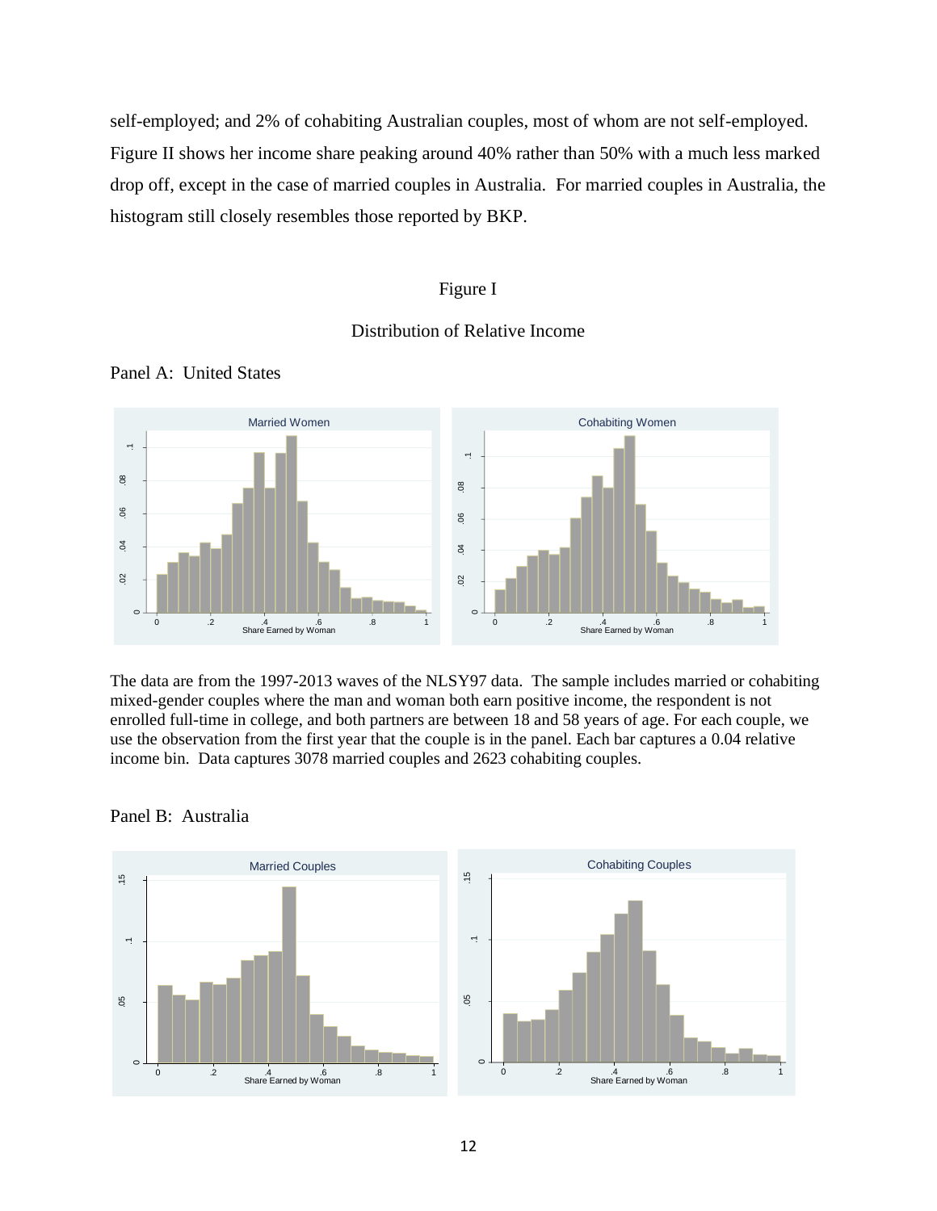self-employed; and 2% of cohabiting Australian couples, most of whom are not self-employed. Figure II shows her income share peaking around 40% rather than 50% with a much less marked drop off, except in the case of married couples in Australia. For married couples in Australia, the histogram still closely resembles those reported by BKP.

Figure I

Distribution of Relative Income

Panel A: United States

The data are from the 1997-2013 waves of the NLSY97 data. The sample includes married or cohabiting mixed-gender couples where the man and woman both earn positive income, the respondent is not enrolled full-time in college, and both partners are between 18 and 58 years of age. For each couple, we use the observation from the first year that the couple is in the panel. Each bar captures a 0.04 relative income bin. Data captures 3078 married couples and 2623 cohabiting couples.

Panel B: Australia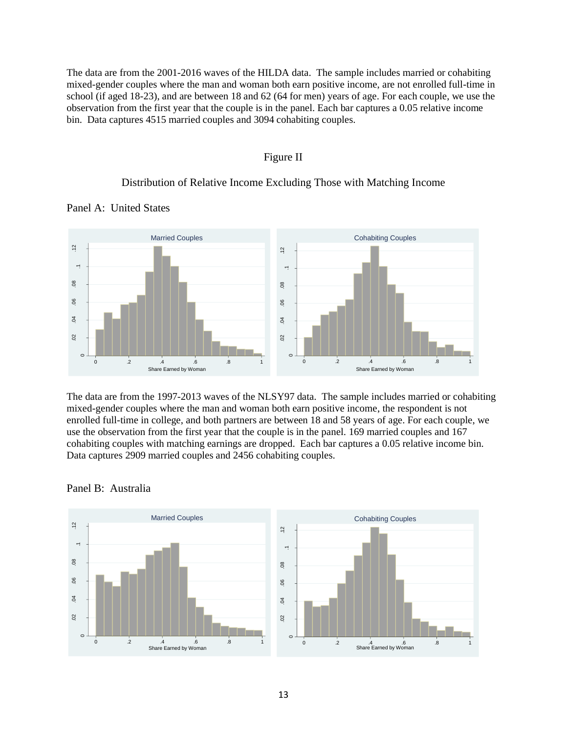The data are from the 2001-2016 waves of the HILDA data. The sample includes married or cohabiting mixed-gender couples where the man and woman both earn positive income, are not enrolled full-time in school (if aged 18-23), and are between 18 and 62 (64 for men) years of age. For each couple, we use the observation from the first year that the couple is in the panel. Each bar captures a 0.05 relative income bin. Data captures 4515 married couples and 3094 cohabiting couples.

Figure II

Distribution of Relative Income Excluding Those with Matching Income

Panel A: United States

The data are from the 1997-2013 waves of the NLSY97 data. The sample includes married or cohabiting mixed-gender couples where the man and woman both earn positive income, the respondent is not enrolled full-time in college, and both partners are between 18 and 58 years of age. For each couple, we use the observation from the first year that the couple is in the panel. 169 married couples and 167 cohabiting couples with matching earnings are dropped. Each bar captures a 0.05 relative income bin. Data captures 2909 married couples and 2456 cohabiting couples.

Panel B: Australia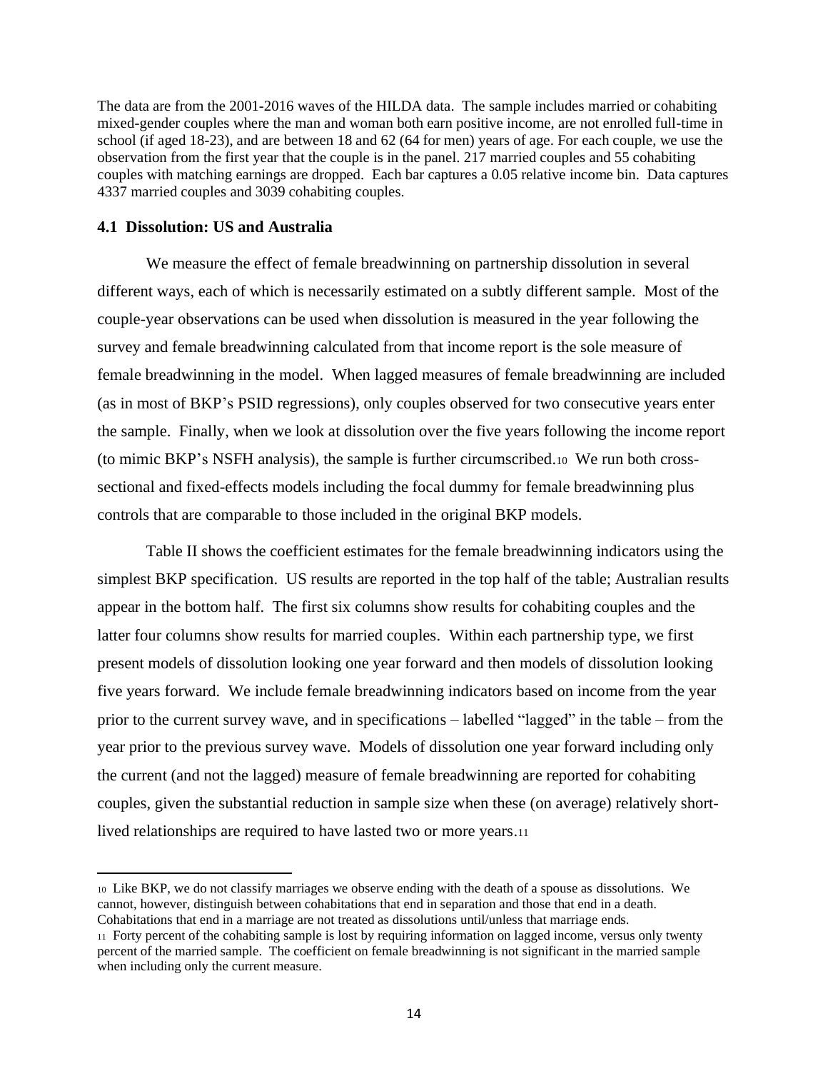The data are from the 2001-2016 waves of the HILDA data. The sample includes married or cohabiting mixed-gender couples where the man and woman both earn positive income, are not enrolled full-time in school (if aged 18-23), and are between 18 and 62 (64 for men) years of age. For each couple, we use the observation from the first year that the couple is in the panel. 217 married couples and 55 cohabiting couples with matching earnings are dropped. Each bar captures a 0.05 relative income bin. Data captures 4337 married couples and 3039 cohabiting couples.

### 4.1 Dissolution: US and Australia

We measure the effect of female breadwinning on partnership dissolution in several different ways, each of which is necessarily estimated on a subtly different sample. Most of the couple-year observations can be used when dissolution is measured in the year following the survey and female breadwinning calculated from that income report is the sole measure of female breadwinning in the model. When lagged measures of female breadwinning are included (as in most of BKP's PSID regressions), only couples observed for two consecutive years enter the sample. Finally, when we look at dissolution over the five years following the income report (to mimic BKP's NSFH analysis), the sample is further circumscribed.[10] We run both cross-sectional and fixed-effects models including the focal dummy for female breadwinning plus controls that are comparable to those included in the original BKP models.

Table II shows the coefficient estimates for the female breadwinning indicators using the simplest BKP specification. US results are reported in the top half of the table; Australian results appear in the bottom half. The first six columns show results for cohabiting couples and the latter four columns show results for married couples. Within each partnership type, we first present models of dissolution looking one year forward and then models of dissolution looking five years forward. We include female breadwinning indicators based on income from the year prior to the current survey wave, and in specifications – labelled "lagged" in the table – from the year prior to the previous survey wave. Models of dissolution one year forward including only the current (and not the lagged) measure of female breadwinning are reported for cohabiting couples, given the substantial reduction in sample size when these (on average) relatively short-lived relationships are required to have lasted two or more years.[11]

[10] Like BKP, we do not classify marriages we observe ending with the death of a spouse as dissolutions. We cannot, however, distinguish between cohabitations that end in separation and those that end in a death. Cohabitations that end in a marriage are not treated as dissolutions until/unless that marriage ends.

[11] Forty percent of the cohabiting sample is lost by requiring information on lagged income, versus only twenty percent of the married sample. The coefficient on female breadwinning is not significant in the married sample when including only the current measure.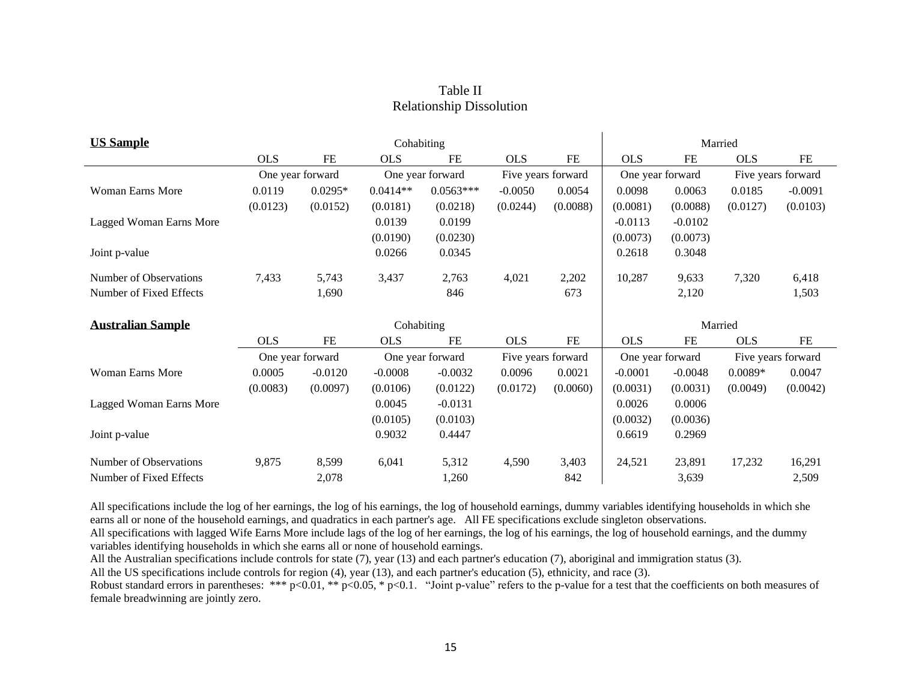# Table II
## Relationship Dissolution

| **US Sample** | Cohabiting | | | | | | Married | | | |
|---|---|---|---|---|---|---|---|---|---|---|
| | OLS | FE | OLS | FE | OLS | FE | OLS | FE | OLS | FE |
| | One year forward | | One year forward | | Five years forward | | One year forward | | Five years forward | |
| Woman Earns More | 0.0119 | 0.0295* | 0.0414** | 0.0563*** | -0.0050 | 0.0054 | 0.0098 | 0.0063 | 0.0185 | -0.0091 |
| | (0.0123) | (0.0152) | (0.0181) | (0.0218) | (0.0244) | (0.0088) | (0.0081) | (0.0088) | (0.0127) | (0.0103) |
| Lagged Woman Earns More | | | 0.0139 | 0.0199 | | | -0.0113 | -0.0102 | | |
| | | | (0.0190) | (0.0230) | | | (0.0073) | (0.0073) | | |
| Joint p-value | | | 0.0266 | 0.0345 | | | 0.2618 | 0.3048 | | |
| Number of Observations | 7,433 | 5,743 | 3,437 | 2,763 | 4,021 | 2,202 | 10,287 | 9,633 | 7,320 | 6,418 |
| Number of Fixed Effects | | 1,690 | | 846 | | 673 | | 2,120 | | 1,503 |

| **Australian Sample** | Cohabiting | | | | | | Married | | | |
|---|---|---|---|---|---|---|---|---|---|---|
| | OLS | FE | OLS | FE | OLS | FE | OLS | FE | OLS | FE |
| | One year forward | | One year forward | | Five years forward | | One year forward | | Five years forward | |
| Woman Earns More | 0.0005 | -0.0120 | -0.0008 | -0.0032 | 0.0096 | 0.0021 | -0.0001 | -0.0048 | 0.0089* | 0.0047 |
| | (0.0083) | (0.0097) | (0.0106) | (0.0122) | (0.0172) | (0.0060) | (0.0031) | (0.0031) | (0.0049) | (0.0042) |
| Lagged Woman Earns More | | | 0.0045 | -0.0131 | | | 0.0026 | 0.0006 | | |
| | | | (0.0105) | (0.0103) | | | (0.0032) | (0.0036) | | |
| Joint p-value | | | 0.9032 | 0.4447 | | | 0.6619 | 0.2969 | | |
| Number of Observations | 9,875 | 8,599 | 6,041 | 5,312 | 4,590 | 3,403 | 24,521 | 23,891 | 17,232 | 16,291 |
| Number of Fixed Effects | | 2,078 | | 1,260 | | 842 | | 3,639 | | 2,509 |

All specifications include the log of her earnings, the log of his earnings, the log of household earnings, dummy variables identifying households in which she earns all or none of the household earnings, and quadratics in each partner's age. All FE specifications exclude singleton observations.
All specifications with lagged Wife Earns More include lags of the log of her earnings, the log of his earnings, the log of household earnings, and the dummy variables identifying households in which she earns all or none of household earnings.
All the Australian specifications include controls for state (7), year (13) and each partner's education (7), aboriginal and immigration status (3).
All the US specifications include controls for region (4), year (13), and each partner's education (5), ethnicity, and race (3).
Robust standard errors in parentheses: *** $p<0.01$, ** $p<0.05$, * $p<0.1$. "Joint p-value" refers to the p-value for a test that the coefficients on both measures of female breadwinning are jointly zero.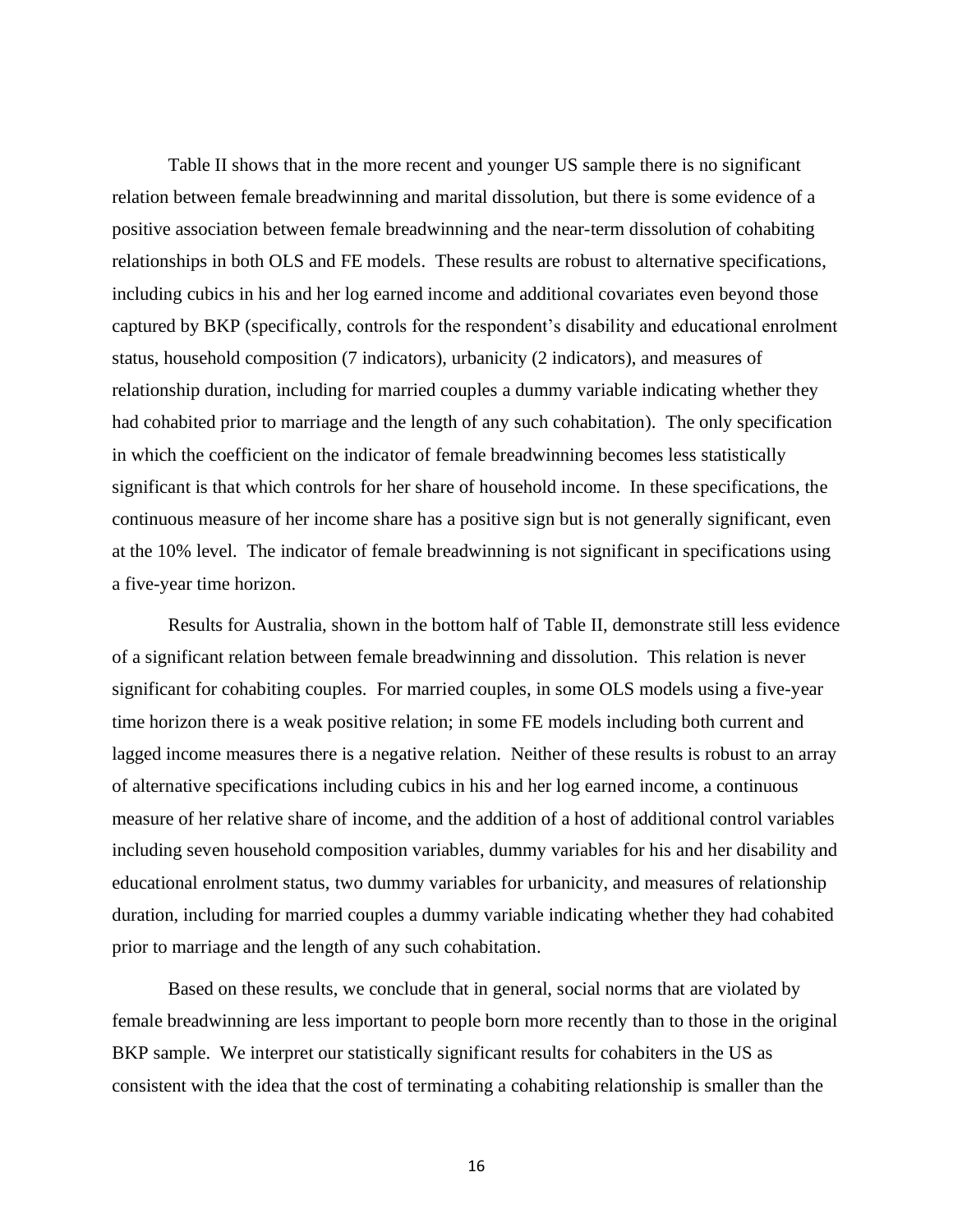Table II shows that in the more recent and younger US sample there is no significant relation between female breadwinning and marital dissolution, but there is some evidence of a positive association between female breadwinning and the near-term dissolution of cohabiting relationships in both OLS and FE models. These results are robust to alternative specifications, including cubics in his and her log earned income and additional covariates even beyond those captured by BKP (specifically, controls for the respondent's disability and educational enrolment status, household composition (7 indicators), urbanicity (2 indicators), and measures of relationship duration, including for married couples a dummy variable indicating whether they had cohabited prior to marriage and the length of any such cohabitation). The only specification in which the coefficient on the indicator of female breadwinning becomes less statistically significant is that which controls for her share of household income. In these specifications, the continuous measure of her income share has a positive sign but is not generally significant, even at the 10% level. The indicator of female breadwinning is not significant in specifications using a five-year time horizon.

Results for Australia, shown in the bottom half of Table II, demonstrate still less evidence of a significant relation between female breadwinning and dissolution. This relation is never significant for cohabiting couples. For married couples, in some OLS models using a five-year time horizon there is a weak positive relation; in some FE models including both current and lagged income measures there is a negative relation. Neither of these results is robust to an array of alternative specifications including cubics in his and her log earned income, a continuous measure of her relative share of income, and the addition of a host of additional control variables including seven household composition variables, dummy variables for his and her disability and educational enrolment status, two dummy variables for urbanicity, and measures of relationship duration, including for married couples a dummy variable indicating whether they had cohabited prior to marriage and the length of any such cohabitation.

Based on these results, we conclude that in general, social norms that are violated by female breadwinning are less important to people born more recently than to those in the original BKP sample. We interpret our statistically significant results for cohabiters in the US as consistent with the idea that the cost of terminating a cohabiting relationship is smaller than the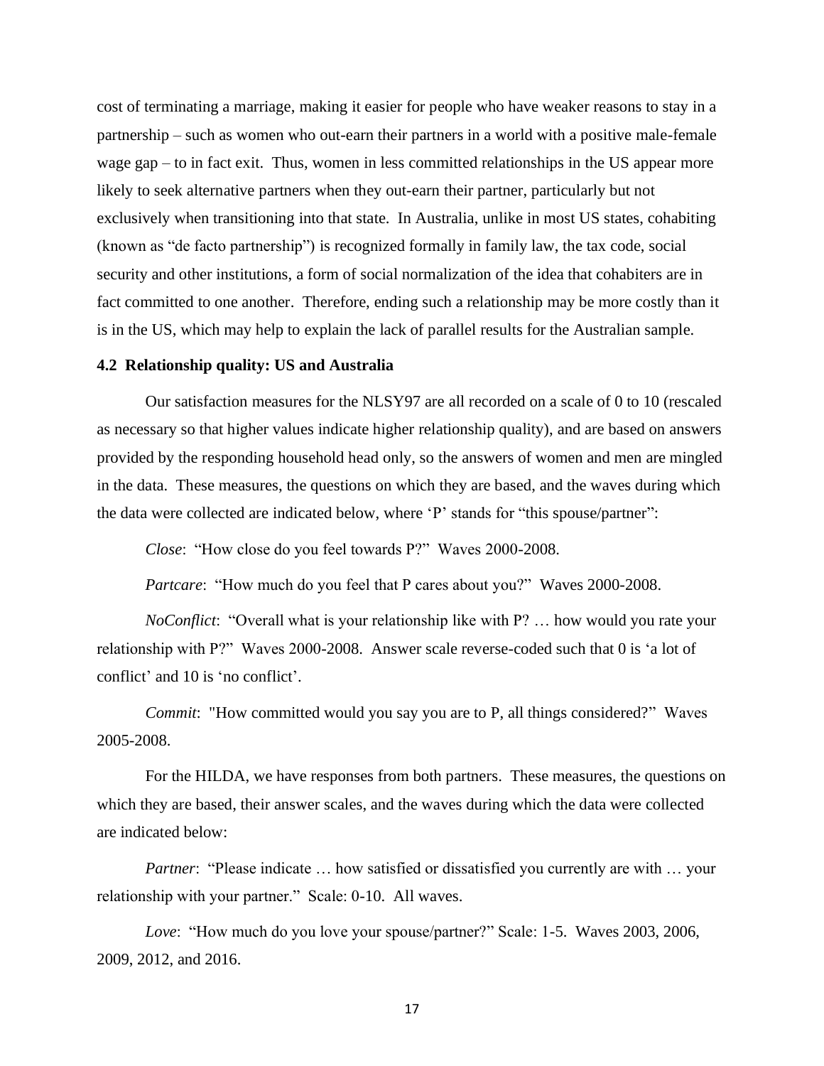cost of terminating a marriage, making it easier for people who have weaker reasons to stay in a partnership – such as women who out-earn their partners in a world with a positive male-female wage gap – to in fact exit. Thus, women in less committed relationships in the US appear more likely to seek alternative partners when they out-earn their partner, particularly but not exclusively when transitioning into that state. In Australia, unlike in most US states, cohabiting (known as "de facto partnership") is recognized formally in family law, the tax code, social security and other institutions, a form of social normalization of the idea that cohabiters are in fact committed to one another. Therefore, ending such a relationship may be more costly than it is in the US, which may help to explain the lack of parallel results for the Australian sample.

### 4.2 Relationship quality: US and Australia

Our satisfaction measures for the NLSY97 are all recorded on a scale of 0 to 10 (rescaled as necessary so that higher values indicate higher relationship quality), and are based on answers provided by the responding household head only, so the answers of women and men are mingled in the data. These measures, the questions on which they are based, and the waves during which the data were collected are indicated below, where 'P' stands for "this spouse/partner":

*Close*: "How close do you feel towards P?" Waves 2000-2008.

*Partcare*: "How much do you feel that P cares about you?" Waves 2000-2008.

*NoConflict*: "Overall what is your relationship like with P? … how would you rate your relationship with P?" Waves 2000-2008. Answer scale reverse-coded such that 0 is 'a lot of conflict' and 10 is 'no conflict'.

*Commit*: "How committed would you say you are to P, all things considered?" Waves 2005-2008.

For the HILDA, we have responses from both partners. These measures, the questions on which they are based, their answer scales, and the waves during which the data were collected are indicated below:

*Partner*: "Please indicate … how satisfied or dissatisfied you currently are with … your relationship with your partner." Scale: 0-10. All waves.

*Love*: "How much do you love your spouse/partner?" Scale: 1-5. Waves 2003, 2006, 2009, 2012, and 2016.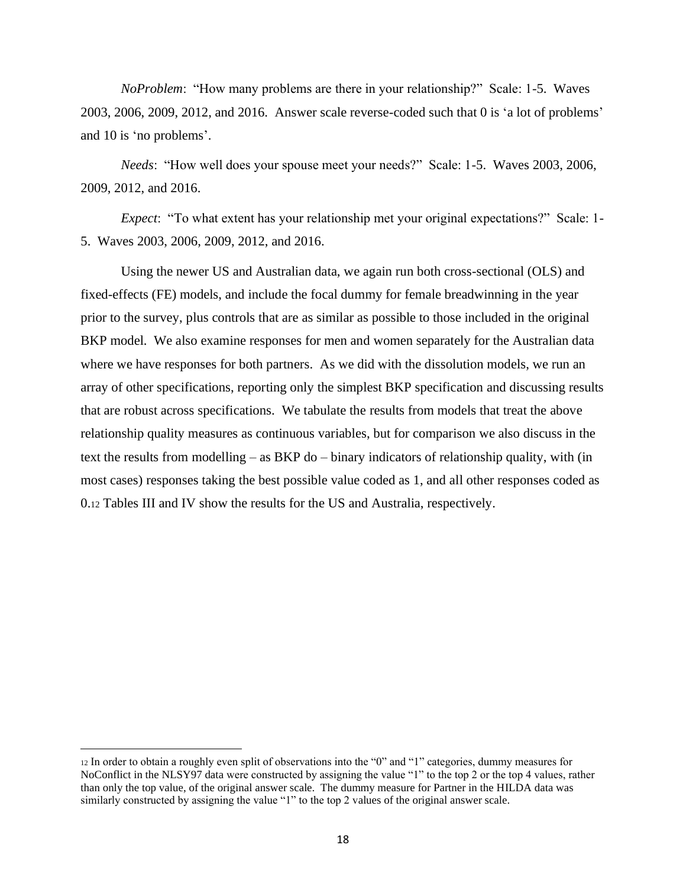*NoProblem*: "How many problems are there in your relationship?" Scale: 1-5. Waves 2003, 2006, 2009, 2012, and 2016. Answer scale reverse-coded such that 0 is 'a lot of problems' and 10 is 'no problems'.

*Needs*: "How well does your spouse meet your needs?" Scale: 1-5. Waves 2003, 2006, 2009, 2012, and 2016.

*Expect*: "To what extent has your relationship met your original expectations?" Scale: 1-5. Waves 2003, 2006, 2009, 2012, and 2016.

Using the newer US and Australian data, we again run both cross-sectional (OLS) and fixed-effects (FE) models, and include the focal dummy for female breadwinning in the year prior to the survey, plus controls that are as similar as possible to those included in the original BKP model. We also examine responses for men and women separately for the Australian data where we have responses for both partners. As we did with the dissolution models, we run an array of other specifications, reporting only the simplest BKP specification and discussing results that are robust across specifications. We tabulate the results from models that treat the above relationship quality measures as continuous variables, but for comparison we also discuss in the text the results from modelling – as BKP do – binary indicators of relationship quality, with (in most cases) responses taking the best possible value coded as 1, and all other responses coded as 0.[12] Tables III and IV show the results for the US and Australia, respectively.

[12] In order to obtain a roughly even split of observations into the "0" and "1" categories, dummy measures for NoConflict in the NLSY97 data were constructed by assigning the value "1" to the top 2 or the top 4 values, rather than only the top value, of the original answer scale. The dummy measure for Partner in the HILDA data was similarly constructed by assigning the value "1" to the top 2 values of the original answer scale.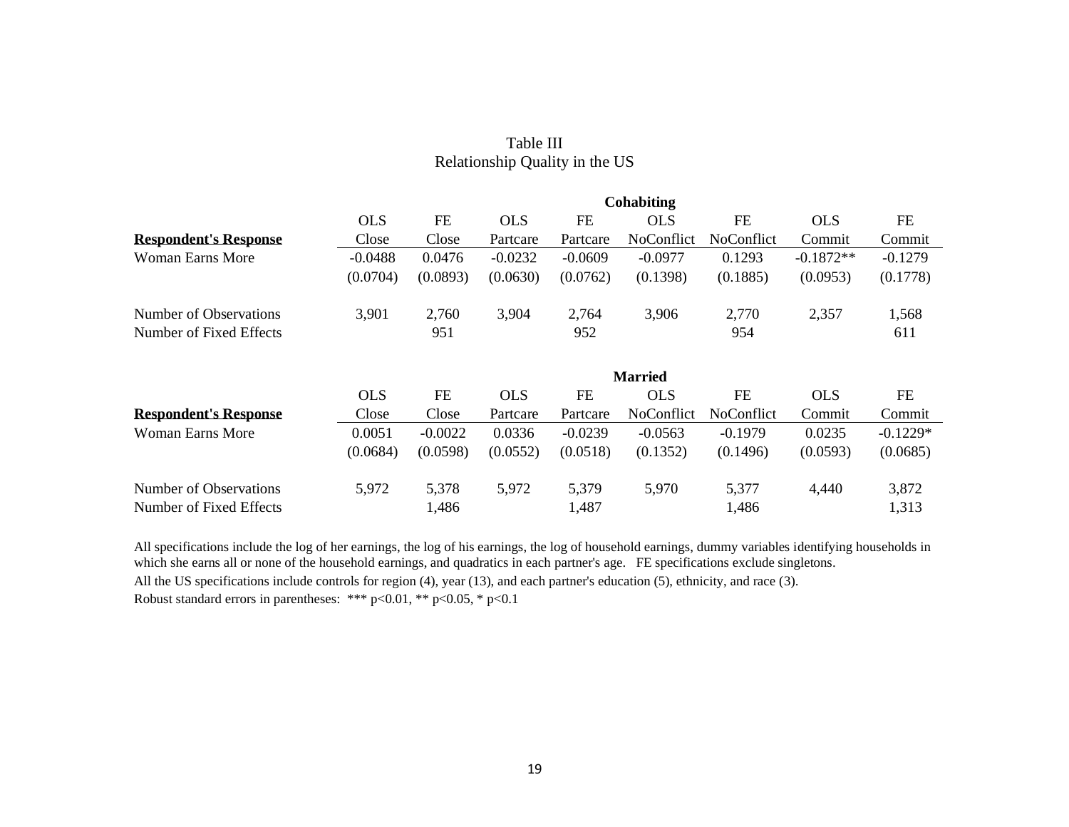## Table III
### Relationship Quality in the US

| | | | | Cohabiting | | | | |
|---|---|---|---|---|---|---|---|---|
| | OLS | FE | OLS | FE | OLS | FE | OLS | FE |
| **Respondent's Response** | Close | Close | Partcare | Partcare | NoConflict | NoConflict | Commit | Commit |
| Woman Earns More | -0.0488 | 0.0476 | -0.0232 | -0.0609 | -0.0977 | 0.1293 | -0.1872** | -0.1279 |
| | (0.0704) | (0.0893) | (0.0630) | (0.0762) | (0.1398) | (0.1885) | (0.0953) | (0.1778) |
| Number of Observations | 3,901 | 2,760 | 3,904 | 2,764 | 3,906 | 2,770 | 2,357 | 1,568 |
| Number of Fixed Effects | | 951 | | 952 | | 954 | | 611 |

| | | | | Married | | | | |
|---|---|---|---|---|---|---|---|---|
| | OLS | FE | OLS | FE | OLS | FE | OLS | FE |
| **Respondent's Response** | Close | Close | Partcare | Partcare | NoConflict | NoConflict | Commit | Commit |
| Woman Earns More | 0.0051 | -0.0022 | 0.0336 | -0.0239 | -0.0563 | -0.1979 | 0.0235 | -0.1229* |
| | (0.0684) | (0.0598) | (0.0552) | (0.0518) | (0.1352) | (0.1496) | (0.0593) | (0.0685) |
| Number of Observations | 5,972 | 5,378 | 5,972 | 5,379 | 5,970 | 5,377 | 4,440 | 3,872 |
| Number of Fixed Effects | | 1,486 | | 1,487 | | 1,486 | | 1,313 |

All specifications include the log of her earnings, the log of his earnings, the log of household earnings, dummy variables identifying households in which she earns all or none of the household earnings, and quadratics in each partner's age. FE specifications exclude singletons.

All the US specifications include controls for region (4), year (13), and each partner's education (5), ethnicity, and race (3).

Robust standard errors in parentheses: *** p<0.01, ** p<0.05, * p<0.1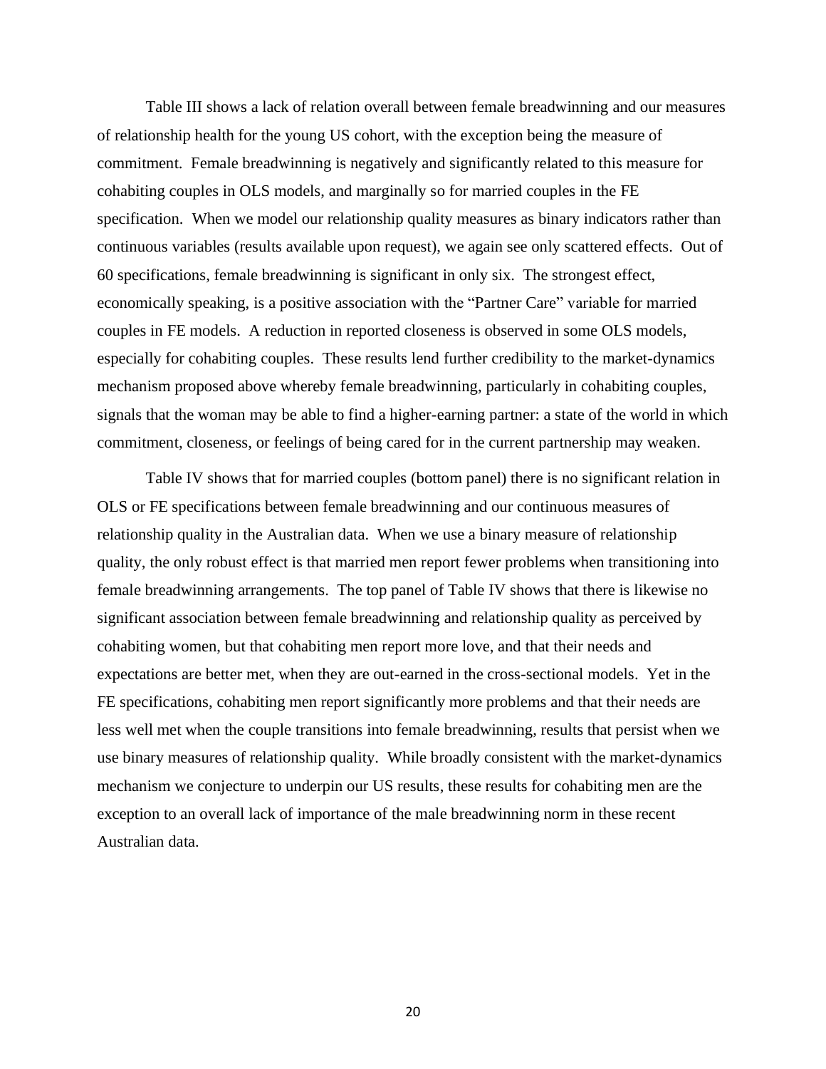Table III shows a lack of relation overall between female breadwinning and our measures of relationship health for the young US cohort, with the exception being the measure of commitment. Female breadwinning is negatively and significantly related to this measure for cohabiting couples in OLS models, and marginally so for married couples in the FE specification. When we model our relationship quality measures as binary indicators rather than continuous variables (results available upon request), we again see only scattered effects. Out of 60 specifications, female breadwinning is significant in only six. The strongest effect, economically speaking, is a positive association with the "Partner Care" variable for married couples in FE models. A reduction in reported closeness is observed in some OLS models, especially for cohabiting couples. These results lend further credibility to the market-dynamics mechanism proposed above whereby female breadwinning, particularly in cohabiting couples, signals that the woman may be able to find a higher-earning partner: a state of the world in which commitment, closeness, or feelings of being cared for in the current partnership may weaken.

Table IV shows that for married couples (bottom panel) there is no significant relation in OLS or FE specifications between female breadwinning and our continuous measures of relationship quality in the Australian data. When we use a binary measure of relationship quality, the only robust effect is that married men report fewer problems when transitioning into female breadwinning arrangements. The top panel of Table IV shows that there is likewise no significant association between female breadwinning and relationship quality as perceived by cohabiting women, but that cohabiting men report more love, and that their needs and expectations are better met, when they are out-earned in the cross-sectional models. Yet in the FE specifications, cohabiting men report significantly more problems and that their needs are less well met when the couple transitions into female breadwinning, results that persist when we use binary measures of relationship quality. While broadly consistent with the market-dynamics mechanism we conjecture to underpin our US results, these results for cohabiting men are the exception to an overall lack of importance of the male breadwinning norm in these recent Australian data.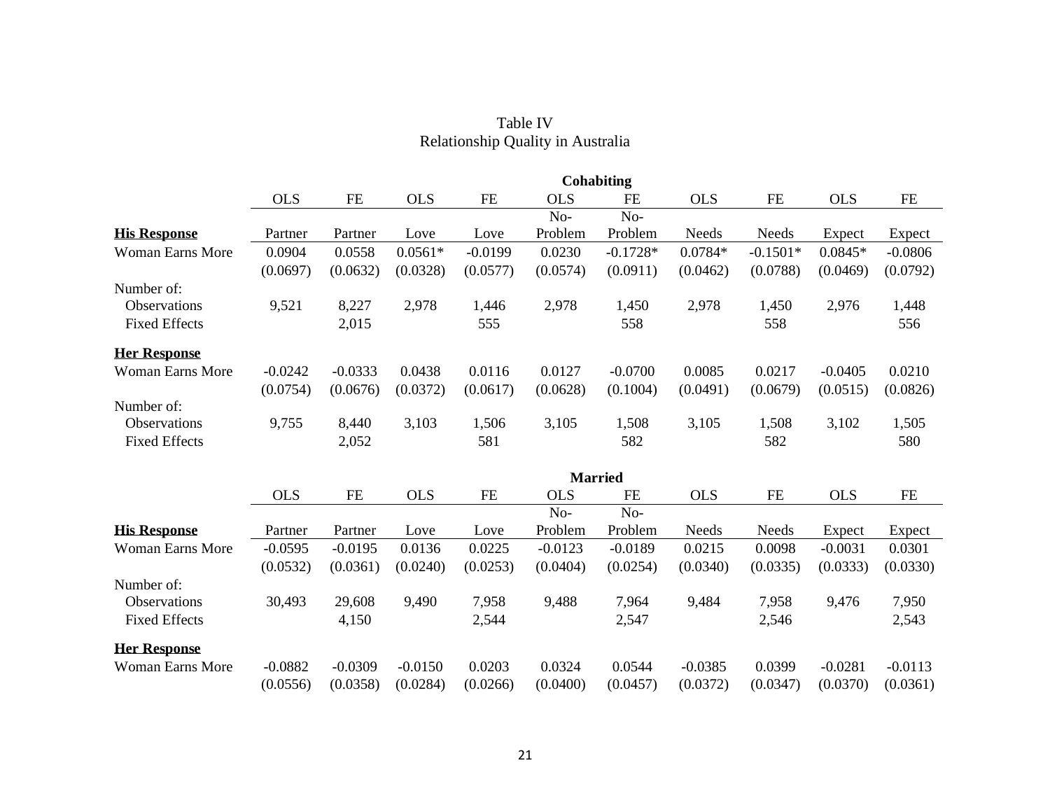# Table IV
## Relationship Quality in Australia

| | **Cohabiting** | | | | | | | | | |
|---|---|---|---|---|---|---|---|---|---|---|
| | OLS | FE | OLS | FE | OLS | FE | OLS | FE | OLS | FE |
| **His Response** | Partner | Partner | Love | Love | No-Problem | No-Problem | Needs | Needs | Expect | Expect |
| Woman Earns More | 0.0904 | 0.0558 | 0.0561* | -0.0199 | 0.0230 | -0.1728* | 0.0784* | -0.1501* | 0.0845* | -0.0806 |
| | (0.0697) | (0.0632) | (0.0328) | (0.0577) | (0.0574) | (0.0911) | (0.0462) | (0.0788) | (0.0469) | (0.0792) |
| Number of: | | | | | | | | | | |
| Observations | 9,521 | 8,227 | 2,978 | 1,446 | 2,978 | 1,450 | 2,978 | 1,450 | 2,976 | 1,448 |
| Fixed Effects | | 2,015 | | 555 | | 558 | | 558 | | 556 |
| **Her Response** | | | | | | | | | | |
| Woman Earns More | -0.0242 | -0.0333 | 0.0438 | 0.0116 | 0.0127 | -0.0700 | 0.0085 | 0.0217 | -0.0405 | 0.0210 |
| | (0.0754) | (0.0676) | (0.0372) | (0.0617) | (0.0628) | (0.1004) | (0.0491) | (0.0679) | (0.0515) | (0.0826) |
| Number of: | | | | | | | | | | |
| Observations | 9,755 | 8,440 | 3,103 | 1,506 | 3,105 | 1,508 | 3,105 | 1,508 | 3,102 | 1,505 |
| Fixed Effects | | 2,052 | | 581 | | 582 | | 582 | | 580 |

| | **Married** | | | | | | | | | |
|---|---|---|---|---|---|---|---|---|---|---|
| | OLS | FE | OLS | FE | OLS | FE | OLS | FE | OLS | FE |
| **His Response** | Partner | Partner | Love | Love | No-Problem | No-Problem | Needs | Needs | Expect | Expect |
| Woman Earns More | -0.0595 | -0.0195 | 0.0136 | 0.0225 | -0.0123 | -0.0189 | 0.0215 | 0.0098 | -0.0031 | 0.0301 |
| | (0.0532) | (0.0361) | (0.0240) | (0.0253) | (0.0404) | (0.0254) | (0.0340) | (0.0335) | (0.0333) | (0.0330) |
| Number of: | | | | | | | | | | |
| Observations | 30,493 | 29,608 | 9,490 | 7,958 | 9,488 | 7,964 | 9,484 | 7,958 | 9,476 | 7,950 |
| Fixed Effects | | 4,150 | | 2,544 | | 2,547 | | 2,546 | | 2,543 |
| **Her Response** | | | | | | | | | | |
| Woman Earns More | -0.0882 | -0.0309 | -0.0150 | 0.0203 | 0.0324 | 0.0544 | -0.0385 | 0.0399 | -0.0281 | -0.0113 |
| | (0.0556) | (0.0358) | (0.0284) | (0.0266) | (0.0400) | (0.0457) | (0.0372) | (0.0347) | (0.0370) | (0.0361) |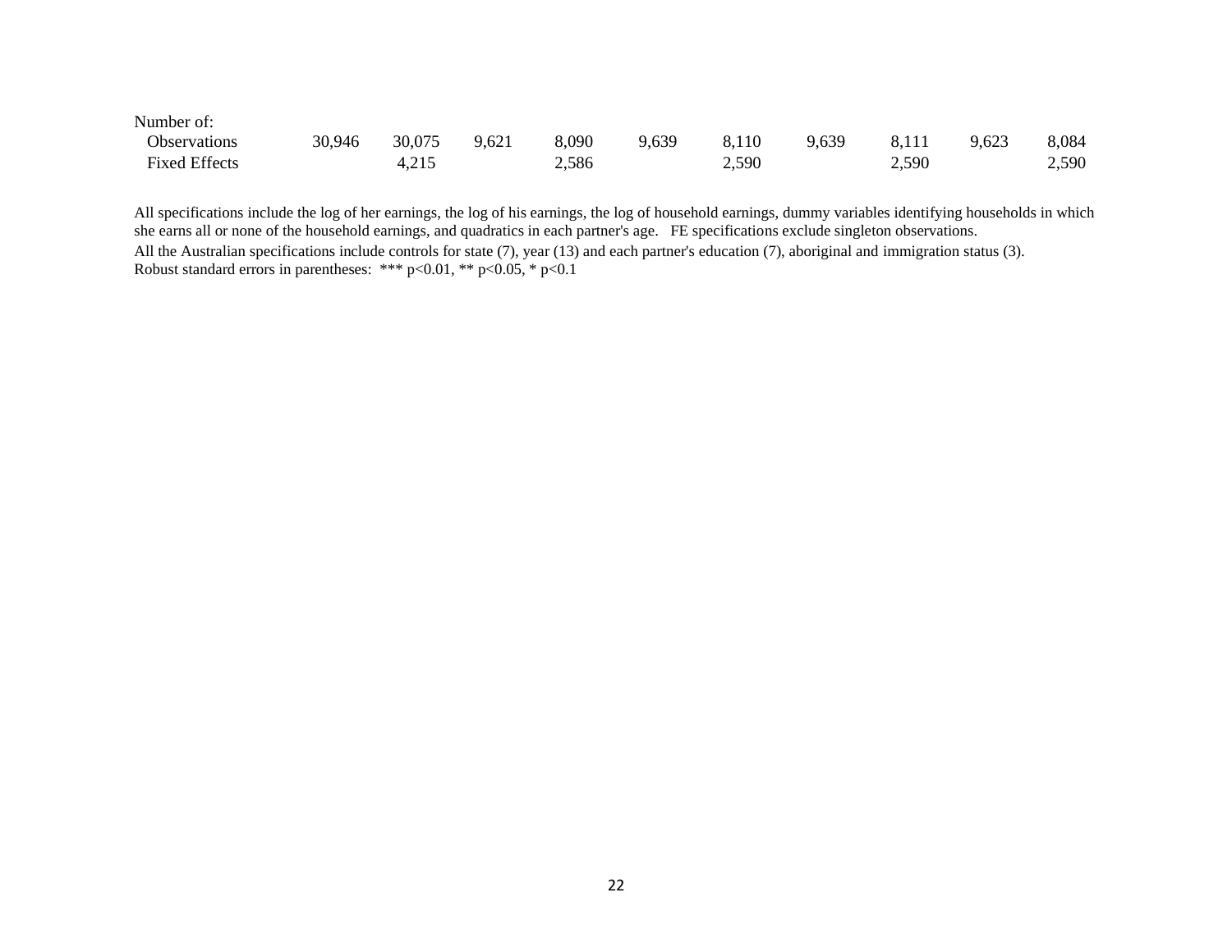| | (1) | (2) | (3) | (4) | (5) | (6) | (7) | (8) | (9) | (10) |
|---|---|---|---|---|---|---|---|---|---|---|
| Number of: | | | | | | | | | | |
| Observations | 30,946 | 30,075 | 9,621 | 8,090 | 9,639 | 8,110 | 9,639 | 8,111 | 9,623 | 8,084 |
| Fixed Effects | | 4,215 | | 2,586 | | 2,590 | | 2,590 | | 2,590 |

All specifications include the log of her earnings, the log of his earnings, the log of household earnings, dummy variables identifying households in which she earns all or none of the household earnings, and quadratics in each partner's age. FE specifications exclude singleton observations.

All the Australian specifications include controls for state (7), year (13) and each partner's education (7), aboriginal and immigration status (3).

Robust standard errors in parentheses: *** p<0.01, ** p<0.05, * p<0.1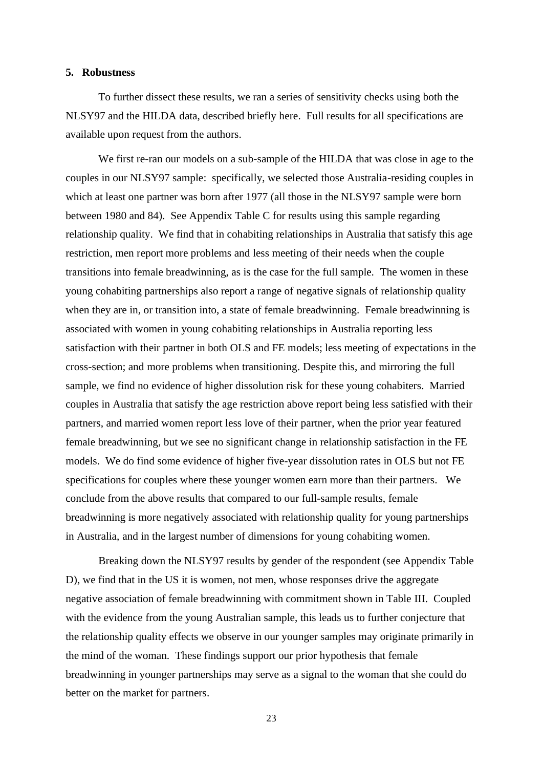## 5. Robustness

To further dissect these results, we ran a series of sensitivity checks using both the NLSY97 and the HILDA data, described briefly here. Full results for all specifications are available upon request from the authors.

We first re-ran our models on a sub-sample of the HILDA that was close in age to the couples in our NLSY97 sample: specifically, we selected those Australia-residing couples in which at least one partner was born after 1977 (all those in the NLSY97 sample were born between 1980 and 84). See Appendix Table C for results using this sample regarding relationship quality. We find that in cohabiting relationships in Australia that satisfy this age restriction, men report more problems and less meeting of their needs when the couple transitions into female breadwinning, as is the case for the full sample. The women in these young cohabiting partnerships also report a range of negative signals of relationship quality when they are in, or transition into, a state of female breadwinning. Female breadwinning is associated with women in young cohabiting relationships in Australia reporting less satisfaction with their partner in both OLS and FE models; less meeting of expectations in the cross-section; and more problems when transitioning. Despite this, and mirroring the full sample, we find no evidence of higher dissolution risk for these young cohabiters. Married couples in Australia that satisfy the age restriction above report being less satisfied with their partners, and married women report less love of their partner, when the prior year featured female breadwinning, but we see no significant change in relationship satisfaction in the FE models. We do find some evidence of higher five-year dissolution rates in OLS but not FE specifications for couples where these younger women earn more than their partners. We conclude from the above results that compared to our full-sample results, female breadwinning is more negatively associated with relationship quality for young partnerships in Australia, and in the largest number of dimensions for young cohabiting women.

Breaking down the NLSY97 results by gender of the respondent (see Appendix Table D), we find that in the US it is women, not men, whose responses drive the aggregate negative association of female breadwinning with commitment shown in Table III. Coupled with the evidence from the young Australian sample, this leads us to further conjecture that the relationship quality effects we observe in our younger samples may originate primarily in the mind of the woman. These findings support our prior hypothesis that female breadwinning in younger partnerships may serve as a signal to the woman that she could do better on the market for partners.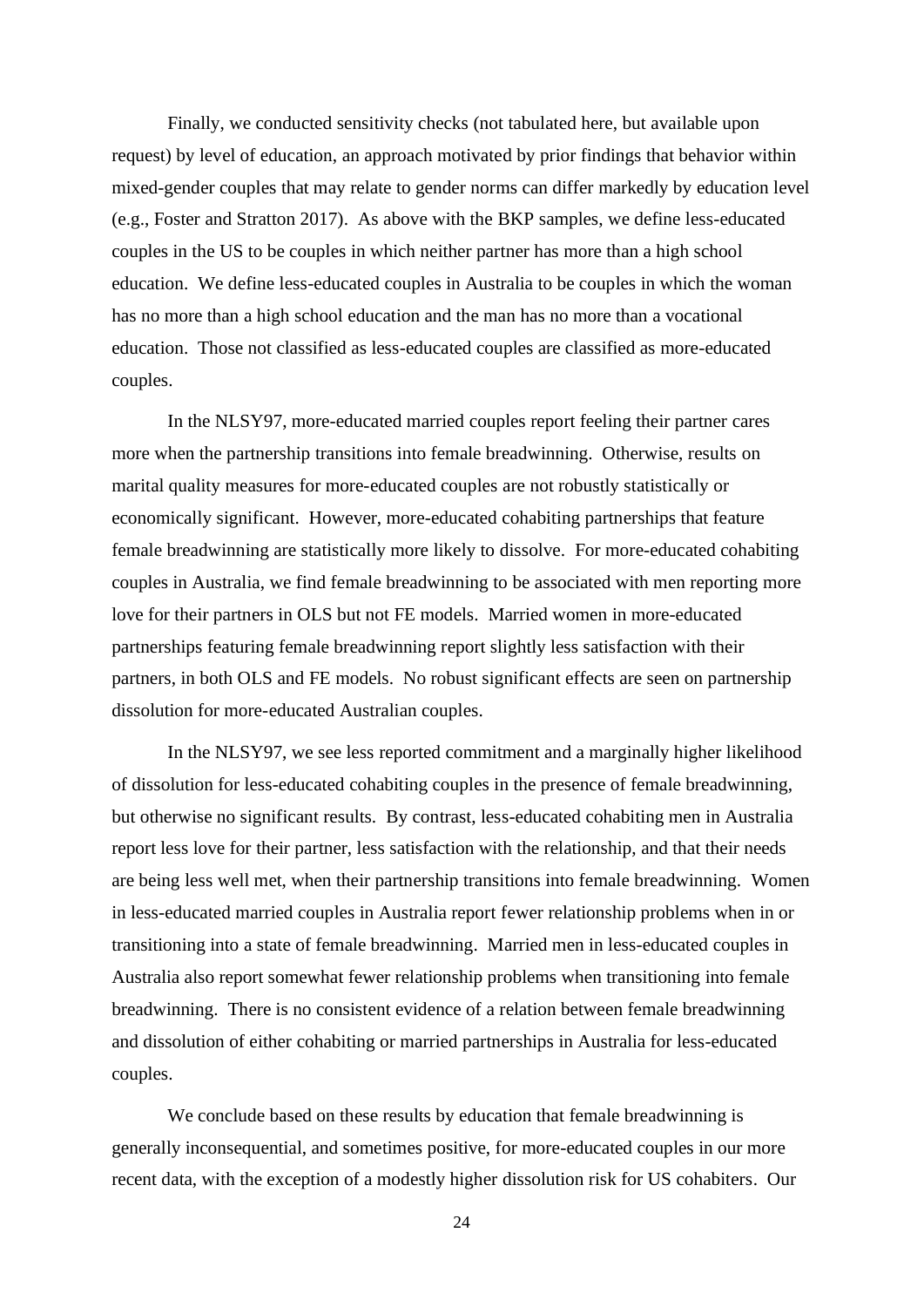Finally, we conducted sensitivity checks (not tabulated here, but available upon request) by level of education, an approach motivated by prior findings that behavior within mixed-gender couples that may relate to gender norms can differ markedly by education level (e.g., Foster and Stratton 2017). As above with the BKP samples, we define less-educated couples in the US to be couples in which neither partner has more than a high school education. We define less-educated couples in Australia to be couples in which the woman has no more than a high school education and the man has no more than a vocational education. Those not classified as less-educated couples are classified as more-educated couples.

In the NLSY97, more-educated married couples report feeling their partner cares more when the partnership transitions into female breadwinning. Otherwise, results on marital quality measures for more-educated couples are not robustly statistically or economically significant. However, more-educated cohabiting partnerships that feature female breadwinning are statistically more likely to dissolve. For more-educated cohabiting couples in Australia, we find female breadwinning to be associated with men reporting more love for their partners in OLS but not FE models. Married women in more-educated partnerships featuring female breadwinning report slightly less satisfaction with their partners, in both OLS and FE models. No robust significant effects are seen on partnership dissolution for more-educated Australian couples.

In the NLSY97, we see less reported commitment and a marginally higher likelihood of dissolution for less-educated cohabiting couples in the presence of female breadwinning, but otherwise no significant results. By contrast, less-educated cohabiting men in Australia report less love for their partner, less satisfaction with the relationship, and that their needs are being less well met, when their partnership transitions into female breadwinning. Women in less-educated married couples in Australia report fewer relationship problems when in or transitioning into a state of female breadwinning. Married men in less-educated couples in Australia also report somewhat fewer relationship problems when transitioning into female breadwinning. There is no consistent evidence of a relation between female breadwinning and dissolution of either cohabiting or married partnerships in Australia for less-educated couples.

We conclude based on these results by education that female breadwinning is generally inconsequential, and sometimes positive, for more-educated couples in our more recent data, with the exception of a modestly higher dissolution risk for US cohabiters. Our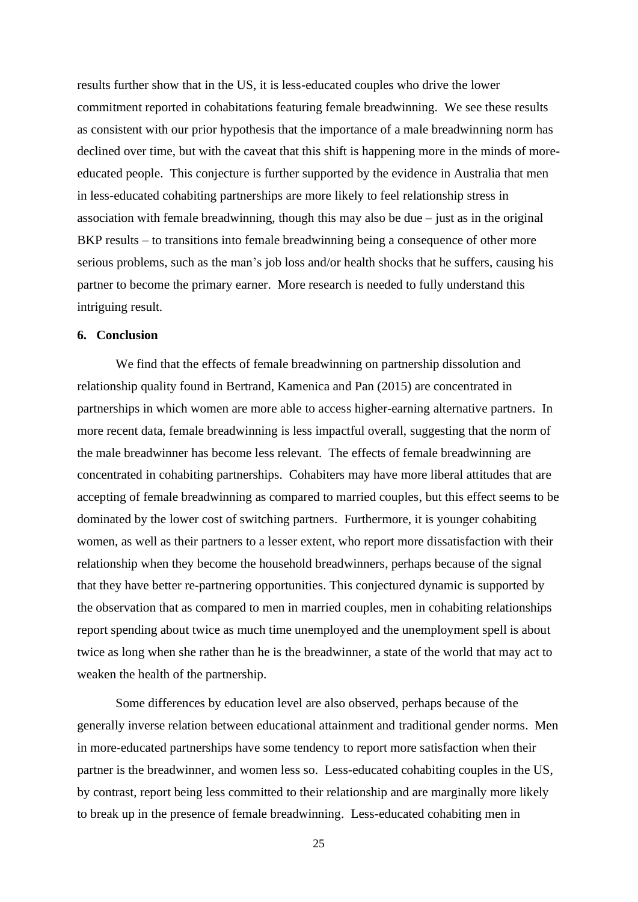results further show that in the US, it is less-educated couples who drive the lower commitment reported in cohabitations featuring female breadwinning. We see these results as consistent with our prior hypothesis that the importance of a male breadwinning norm has declined over time, but with the caveat that this shift is happening more in the minds of more-educated people. This conjecture is further supported by the evidence in Australia that men in less-educated cohabiting partnerships are more likely to feel relationship stress in association with female breadwinning, though this may also be due – just as in the original BKP results – to transitions into female breadwinning being a consequence of other more serious problems, such as the man's job loss and/or health shocks that he suffers, causing his partner to become the primary earner. More research is needed to fully understand this intriguing result.

## 6. Conclusion

We find that the effects of female breadwinning on partnership dissolution and relationship quality found in Bertrand, Kamenica and Pan (2015) are concentrated in partnerships in which women are more able to access higher-earning alternative partners. In more recent data, female breadwinning is less impactful overall, suggesting that the norm of the male breadwinner has become less relevant. The effects of female breadwinning are concentrated in cohabiting partnerships. Cohabiters may have more liberal attitudes that are accepting of female breadwinning as compared to married couples, but this effect seems to be dominated by the lower cost of switching partners. Furthermore, it is younger cohabiting women, as well as their partners to a lesser extent, who report more dissatisfaction with their relationship when they become the household breadwinners, perhaps because of the signal that they have better re-partnering opportunities. This conjectured dynamic is supported by the observation that as compared to men in married couples, men in cohabiting relationships report spending about twice as much time unemployed and the unemployment spell is about twice as long when she rather than he is the breadwinner, a state of the world that may act to weaken the health of the partnership.

Some differences by education level are also observed, perhaps because of the generally inverse relation between educational attainment and traditional gender norms. Men in more-educated partnerships have some tendency to report more satisfaction when their partner is the breadwinner, and women less so. Less-educated cohabiting couples in the US, by contrast, report being less committed to their relationship and are marginally more likely to break up in the presence of female breadwinning. Less-educated cohabiting men in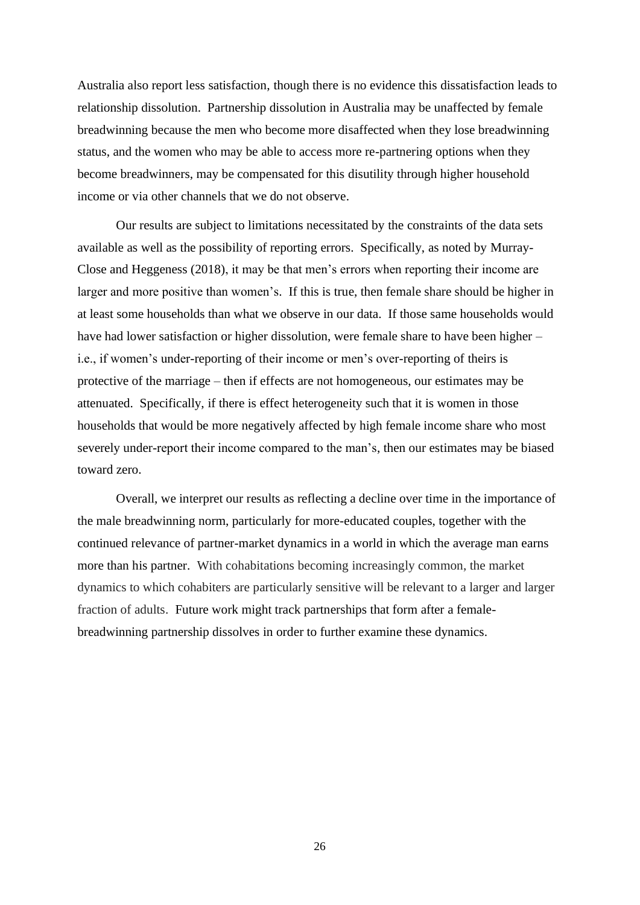Australia also report less satisfaction, though there is no evidence this dissatisfaction leads to relationship dissolution. Partnership dissolution in Australia may be unaffected by female breadwinning because the men who become more disaffected when they lose breadwinning status, and the women who may be able to access more re-partnering options when they become breadwinners, may be compensated for this disutility through higher household income or via other channels that we do not observe.

Our results are subject to limitations necessitated by the constraints of the data sets available as well as the possibility of reporting errors. Specifically, as noted by Murray-Close and Heggeness (2018), it may be that men's errors when reporting their income are larger and more positive than women's. If this is true, then female share should be higher in at least some households than what we observe in our data. If those same households would have had lower satisfaction or higher dissolution, were female share to have been higher – i.e., if women's under-reporting of their income or men's over-reporting of theirs is protective of the marriage – then if effects are not homogeneous, our estimates may be attenuated. Specifically, if there is effect heterogeneity such that it is women in those households that would be more negatively affected by high female income share who most severely under-report their income compared to the man's, then our estimates may be biased toward zero.

Overall, we interpret our results as reflecting a decline over time in the importance of the male breadwinning norm, particularly for more-educated couples, together with the continued relevance of partner-market dynamics in a world in which the average man earns more than his partner. With cohabitations becoming increasingly common, the market dynamics to which cohabiters are particularly sensitive will be relevant to a larger and larger fraction of adults. Future work might track partnerships that form after a female-breadwinning partnership dissolves in order to further examine these dynamics.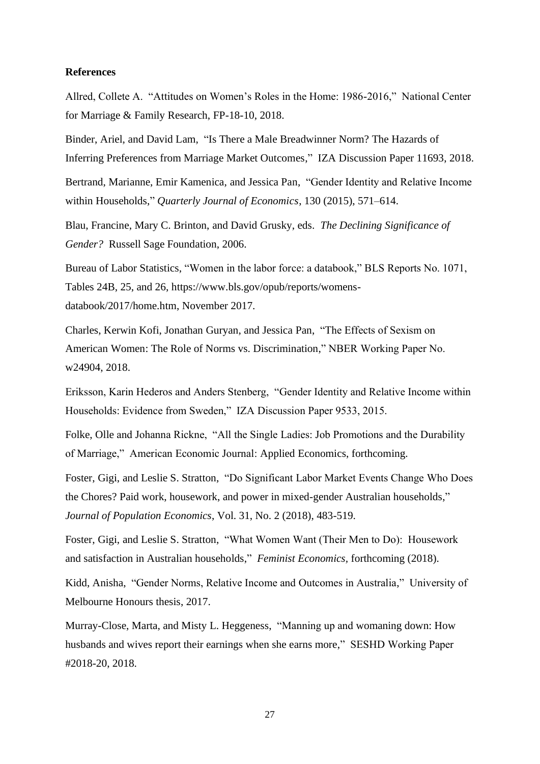**References**

Allred, Collete A. "Attitudes on Women's Roles in the Home: 1986-2016," National Center for Marriage & Family Research, FP-18-10, 2018.

Binder, Ariel, and David Lam, "Is There a Male Breadwinner Norm? The Hazards of Inferring Preferences from Marriage Market Outcomes," IZA Discussion Paper 11693, 2018.

Bertrand, Marianne, Emir Kamenica, and Jessica Pan, "Gender Identity and Relative Income within Households," *Quarterly Journal of Economics*, 130 (2015), 571–614.

Blau, Francine, Mary C. Brinton, and David Grusky, eds. *The Declining Significance of Gender?* Russell Sage Foundation, 2006.

Bureau of Labor Statistics, "Women in the labor force: a databook," BLS Reports No. 1071, Tables 24B, 25, and 26, https://www.bls.gov/opub/reports/womens-databook/2017/home.htm, November 2017.

Charles, Kerwin Kofi, Jonathan Guryan, and Jessica Pan, "The Effects of Sexism on American Women: The Role of Norms vs. Discrimination," NBER Working Paper No. w24904, 2018.

Eriksson, Karin Hederos and Anders Stenberg, "Gender Identity and Relative Income within Households: Evidence from Sweden," IZA Discussion Paper 9533, 2015.

Folke, Olle and Johanna Rickne, "All the Single Ladies: Job Promotions and the Durability of Marriage," American Economic Journal: Applied Economics, forthcoming.

Foster, Gigi, and Leslie S. Stratton, "Do Significant Labor Market Events Change Who Does the Chores? Paid work, housework, and power in mixed-gender Australian households," *Journal of Population Economics*, Vol. 31, No. 2 (2018), 483-519.

Foster, Gigi, and Leslie S. Stratton, "What Women Want (Their Men to Do): Housework and satisfaction in Australian households," *Feminist Economics*, forthcoming (2018).

Kidd, Anisha, "Gender Norms, Relative Income and Outcomes in Australia," University of Melbourne Honours thesis, 2017.

Murray-Close, Marta, and Misty L. Heggeness, "Manning up and womaning down: How husbands and wives report their earnings when she earns more," SESHD Working Paper #2018-20, 2018.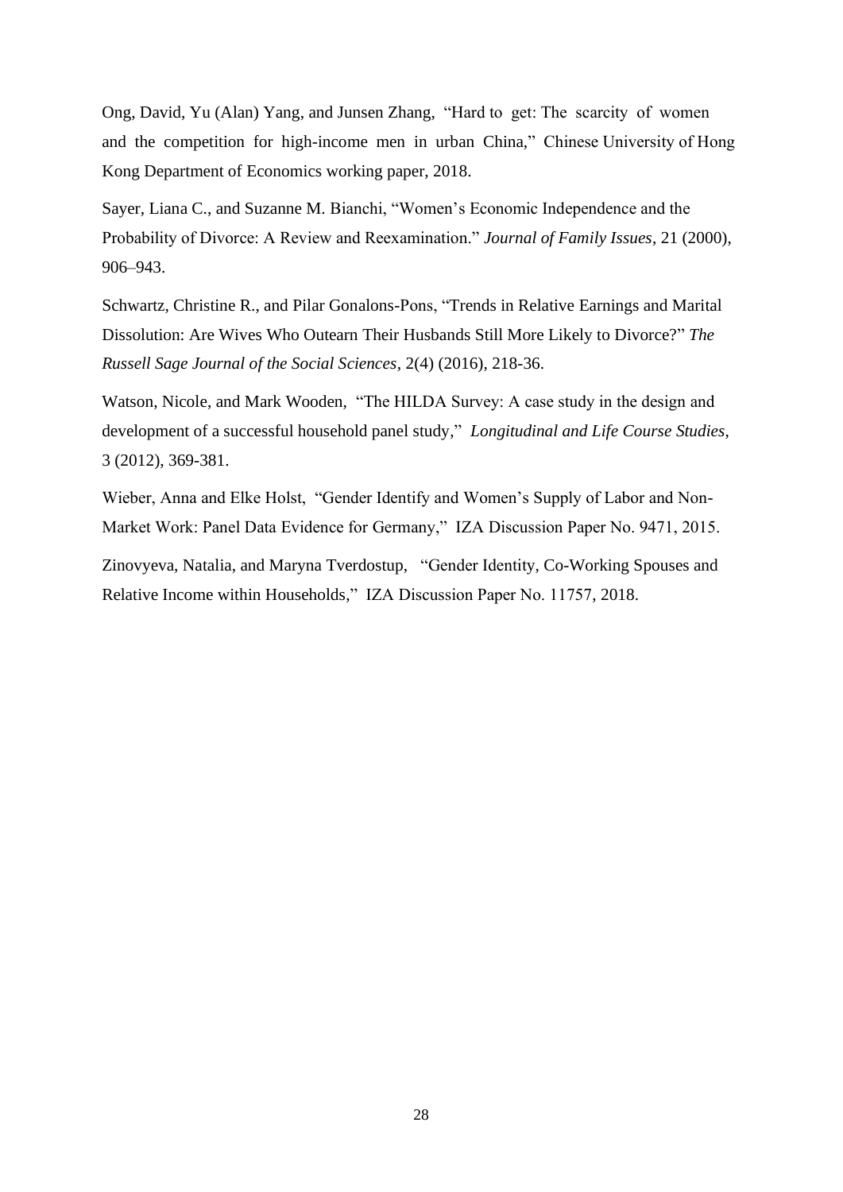Ong, David, Yu (Alan) Yang, and Junsen Zhang, "Hard to get: The scarcity of women and the competition for high-income men in urban China," Chinese University of Hong Kong Department of Economics working paper, 2018.

Sayer, Liana C., and Suzanne M. Bianchi, "Women's Economic Independence and the Probability of Divorce: A Review and Reexamination." *Journal of Family Issues*, 21 (2000), 906–943.

Schwartz, Christine R., and Pilar Gonalons-Pons, "Trends in Relative Earnings and Marital Dissolution: Are Wives Who Outearn Their Husbands Still More Likely to Divorce?" *The Russell Sage Journal of the Social Sciences*, 2(4) (2016), 218-36.

Watson, Nicole, and Mark Wooden, "The HILDA Survey: A case study in the design and development of a successful household panel study," *Longitudinal and Life Course Studies*, 3 (2012), 369-381.

Wieber, Anna and Elke Holst, "Gender Identify and Women's Supply of Labor and Non-Market Work: Panel Data Evidence for Germany," IZA Discussion Paper No. 9471, 2015.

Zinovyeva, Natalia, and Maryna Tverdostup, "Gender Identity, Co-Working Spouses and Relative Income within Households," IZA Discussion Paper No. 11757, 2018.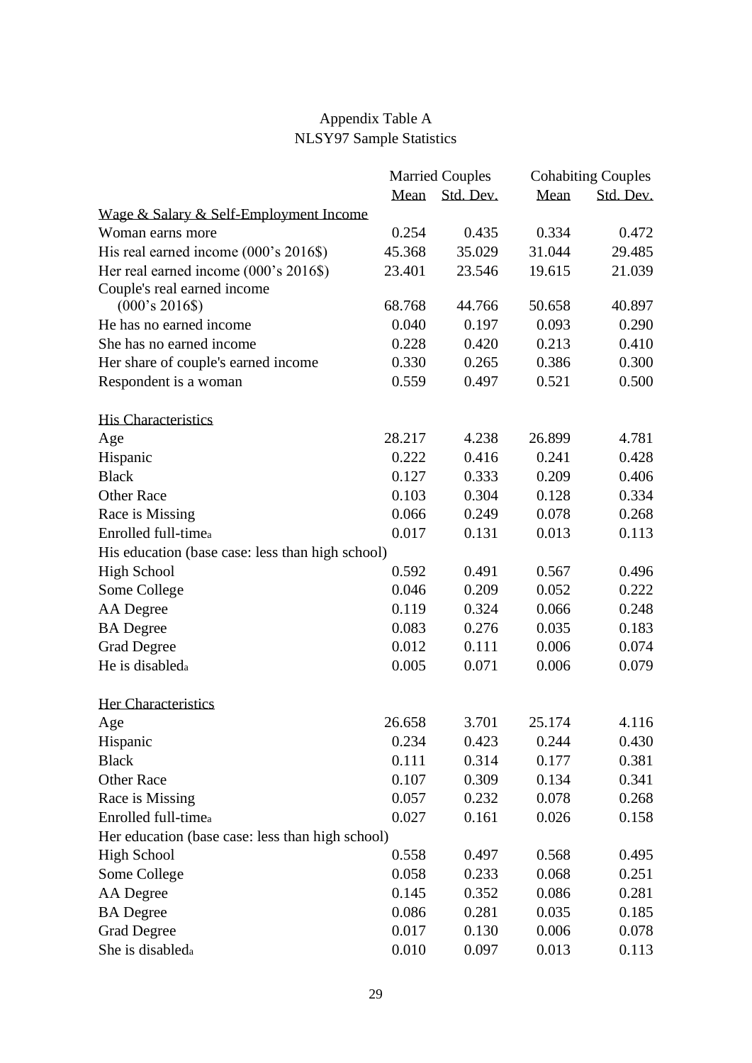Appendix Table A
NLSY97 Sample Statistics

| | Married Couples | | Cohabiting Couples | |
|---|---|---|---|---|
| | Mean | Std. Dev. | Mean | Std. Dev. |
| Wage & Salary & Self-Employment Income | | | | |
| Woman earns more | 0.254 | 0.435 | 0.334 | 0.472 |
| His real earned income (000's 2016$) | 45.368 | 35.029 | 31.044 | 29.485 |
| Her real earned income (000's 2016$) | 23.401 | 23.546 | 19.615 | 21.039 |
| Couple's real earned income (000's 2016$) | 68.768 | 44.766 | 50.658 | 40.897 |
| He has no earned income | 0.040 | 0.197 | 0.093 | 0.290 |
| She has no earned income | 0.228 | 0.420 | 0.213 | 0.410 |
| Her share of couple's earned income | 0.330 | 0.265 | 0.386 | 0.300 |
| Respondent is a woman | 0.559 | 0.497 | 0.521 | 0.500 |
| His Characteristics | | | | |
| Age | 28.217 | 4.238 | 26.899 | 4.781 |
| Hispanic | 0.222 | 0.416 | 0.241 | 0.428 |
| Black | 0.127 | 0.333 | 0.209 | 0.406 |
| Other Race | 0.103 | 0.304 | 0.128 | 0.334 |
| Race is Missing | 0.066 | 0.249 | 0.078 | 0.268 |
| Enrolled full-time[a] | 0.017 | 0.131 | 0.013 | 0.113 |
| His education (base case: less than high school) | | | | |
| High School | 0.592 | 0.491 | 0.567 | 0.496 |
| Some College | 0.046 | 0.209 | 0.052 | 0.222 |
| AA Degree | 0.119 | 0.324 | 0.066 | 0.248 |
| BA Degree | 0.083 | 0.276 | 0.035 | 0.183 |
| Grad Degree | 0.012 | 0.111 | 0.006 | 0.074 |
| He is disabled[a] | 0.005 | 0.071 | 0.006 | 0.079 |
| Her Characteristics | | | | |
| Age | 26.658 | 3.701 | 25.174 | 4.116 |
| Hispanic | 0.234 | 0.423 | 0.244 | 0.430 |
| Black | 0.111 | 0.314 | 0.177 | 0.381 |
| Other Race | 0.107 | 0.309 | 0.134 | 0.341 |
| Race is Missing | 0.057 | 0.232 | 0.078 | 0.268 |
| Enrolled full-time[a] | 0.027 | 0.161 | 0.026 | 0.158 |
| Her education (base case: less than high school) | | | | |
| High School | 0.558 | 0.497 | 0.568 | 0.495 |
| Some College | 0.058 | 0.233 | 0.068 | 0.251 |
| AA Degree | 0.145 | 0.352 | 0.086 | 0.281 |
| BA Degree | 0.086 | 0.281 | 0.035 | 0.185 |
| Grad Degree | 0.017 | 0.130 | 0.006 | 0.078 |
| She is disabled[a] | 0.010 | 0.097 | 0.013 | 0.113 |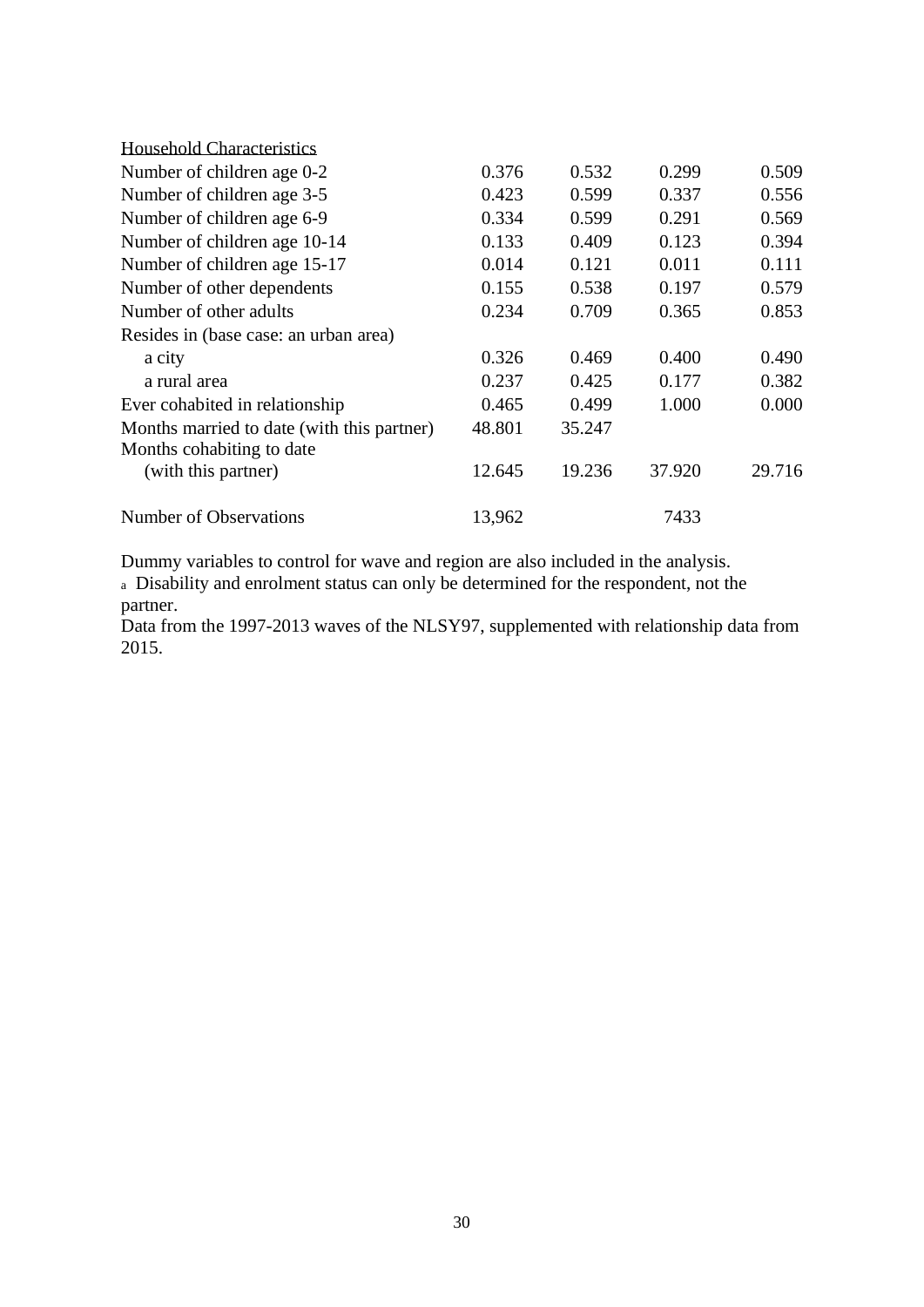| | | | | |
|---|---|---|---|---|
| Household Characteristics | | | | |
| Number of children age 0-2 | 0.376 | 0.532 | 0.299 | 0.509 |
| Number of children age 3-5 | 0.423 | 0.599 | 0.337 | 0.556 |
| Number of children age 6-9 | 0.334 | 0.599 | 0.291 | 0.569 |
| Number of children age 10-14 | 0.133 | 0.409 | 0.123 | 0.394 |
| Number of children age 15-17 | 0.014 | 0.121 | 0.011 | 0.111 |
| Number of other dependents | 0.155 | 0.538 | 0.197 | 0.579 |
| Number of other adults | 0.234 | 0.709 | 0.365 | 0.853 |
| Resides in (base case: an urban area) | | | | |
| a city | 0.326 | 0.469 | 0.400 | 0.490 |
| a rural area | 0.237 | 0.425 | 0.177 | 0.382 |
| Ever cohabited in relationship | 0.465 | 0.499 | 1.000 | 0.000 |
| Months married to date (with this partner) | 48.801 | 35.247 | | |
| Months cohabiting to date (with this partner) | 12.645 | 19.236 | 37.920 | 29.716 |
| Number of Observations | 13,962 | | 7433 | |

Dummy variables to control for wave and region are also included in the analysis.

[a] Disability and enrolment status can only be determined for the respondent, not the partner.

Data from the 1997-2013 waves of the NLSY97, supplemented with relationship data from 2015.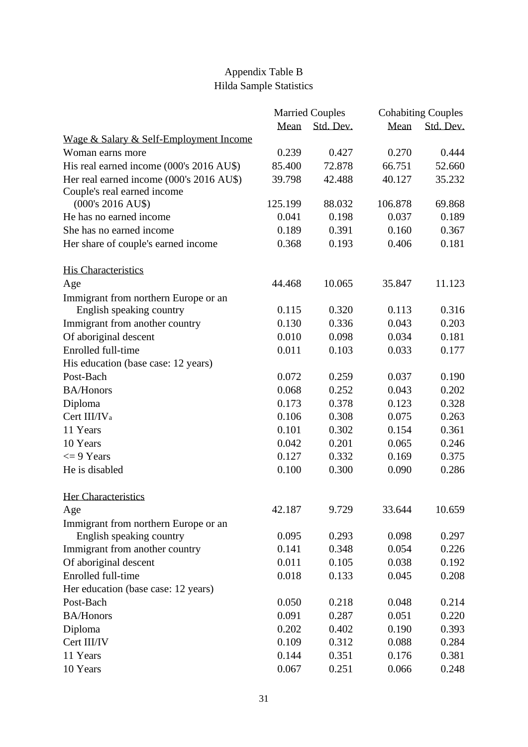Appendix Table B
Hilda Sample Statistics

| | Married Couples | | Cohabiting Couples | |
|---|---|---|---|---|
| | Mean | Std. Dev. | Mean | Std. Dev. |
| Wage & Salary & Self-Employment Income | | | | |
| Woman earns more | 0.239 | 0.427 | 0.270 | 0.444 |
| His real earned income (000's 2016 AU$) | 85.400 | 72.878 | 66.751 | 52.660 |
| Her real earned income (000's 2016 AU$) | 39.798 | 42.488 | 40.127 | 35.232 |
| Couple's real earned income (000's 2016 AU$) | 125.199 | 88.032 | 106.878 | 69.868 |
| He has no earned income | 0.041 | 0.198 | 0.037 | 0.189 |
| She has no earned income | 0.189 | 0.391 | 0.160 | 0.367 |
| Her share of couple's earned income | 0.368 | 0.193 | 0.406 | 0.181 |
| His Characteristics | | | | |
| Age | 44.468 | 10.065 | 35.847 | 11.123 |
| Immigrant from northern Europe or an English speaking country | 0.115 | 0.320 | 0.113 | 0.316 |
| Immigrant from another country | 0.130 | 0.336 | 0.043 | 0.203 |
| Of aboriginal descent | 0.010 | 0.098 | 0.034 | 0.181 |
| Enrolled full-time | 0.011 | 0.103 | 0.033 | 0.177 |
| His education (base case: 12 years) | | | | |
| Post-Bach | 0.072 | 0.259 | 0.037 | 0.190 |
| BA/Honors | 0.068 | 0.252 | 0.043 | 0.202 |
| Diploma | 0.173 | 0.378 | 0.123 | 0.328 |
| Cert III/IV[a] | 0.106 | 0.308 | 0.075 | 0.263 |
| 11 Years | 0.101 | 0.302 | 0.154 | 0.361 |
| 10 Years | 0.042 | 0.201 | 0.065 | 0.246 |
| <= 9 Years | 0.127 | 0.332 | 0.169 | 0.375 |
| He is disabled | 0.100 | 0.300 | 0.090 | 0.286 |
| Her Characteristics | | | | |
| Age | 42.187 | 9.729 | 33.644 | 10.659 |
| Immigrant from northern Europe or an English speaking country | 0.095 | 0.293 | 0.098 | 0.297 |
| Immigrant from another country | 0.141 | 0.348 | 0.054 | 0.226 |
| Of aboriginal descent | 0.011 | 0.105 | 0.038 | 0.192 |
| Enrolled full-time | 0.018 | 0.133 | 0.045 | 0.208 |
| Her education (base case: 12 years) | | | | |
| Post-Bach | 0.050 | 0.218 | 0.048 | 0.214 |
| BA/Honors | 0.091 | 0.287 | 0.051 | 0.220 |
| Diploma | 0.202 | 0.402 | 0.190 | 0.393 |
| Cert III/IV | 0.109 | 0.312 | 0.088 | 0.284 |
| 11 Years | 0.144 | 0.351 | 0.176 | 0.381 |
| 10 Years | 0.067 | 0.251 | 0.066 | 0.248 |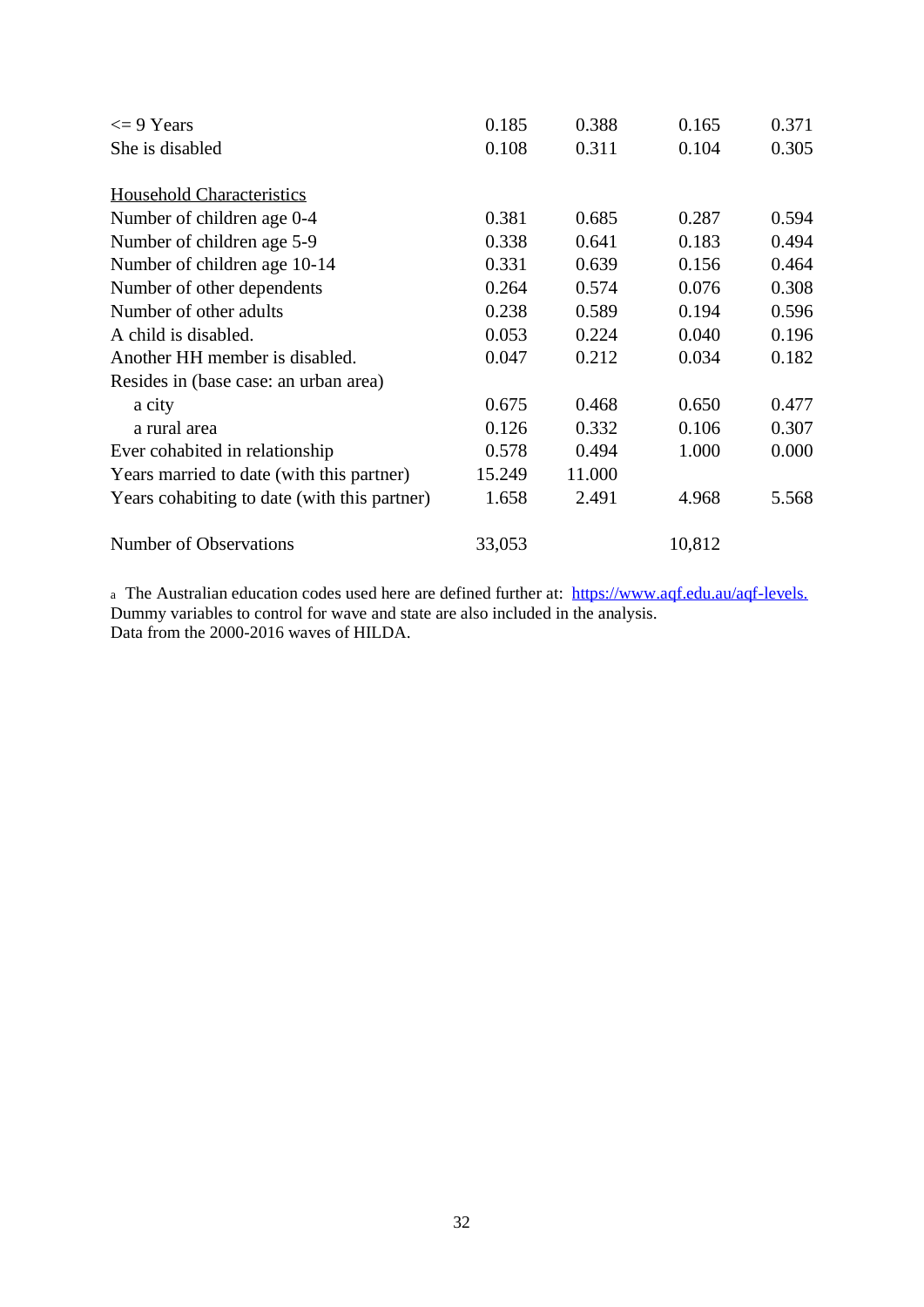| | | | | |
|---|---|---|---|---|
| <= 9 Years | 0.185 | 0.388 | 0.165 | 0.371 |
| She is disabled | 0.108 | 0.311 | 0.104 | 0.305 |
| | | | | |
| Household Characteristics | | | | |
| Number of children age 0-4 | 0.381 | 0.685 | 0.287 | 0.594 |
| Number of children age 5-9 | 0.338 | 0.641 | 0.183 | 0.494 |
| Number of children age 10-14 | 0.331 | 0.639 | 0.156 | 0.464 |
| Number of other dependents | 0.264 | 0.574 | 0.076 | 0.308 |
| Number of other adults | 0.238 | 0.589 | 0.194 | 0.596 |
| A child is disabled. | 0.053 | 0.224 | 0.040 | 0.196 |
| Another HH member is disabled. | 0.047 | 0.212 | 0.034 | 0.182 |
| Resides in (base case: an urban area) | | | | |
| a city | 0.675 | 0.468 | 0.650 | 0.477 |
| a rural area | 0.126 | 0.332 | 0.106 | 0.307 |
| Ever cohabited in relationship | 0.578 | 0.494 | 1.000 | 0.000 |
| Years married to date (with this partner) | 15.249 | 11.000 | | |
| Years cohabiting to date (with this partner) | 1.658 | 2.491 | 4.968 | 5.568 |
| | | | | |
| Number of Observations | 33,053 | | 10,812 | |

[a] The Australian education codes used here are defined further at: https://www.aqf.edu.au/aqf-levels.
Dummy variables to control for wave and state are also included in the analysis.
Data from the 2000-2016 waves of HILDA.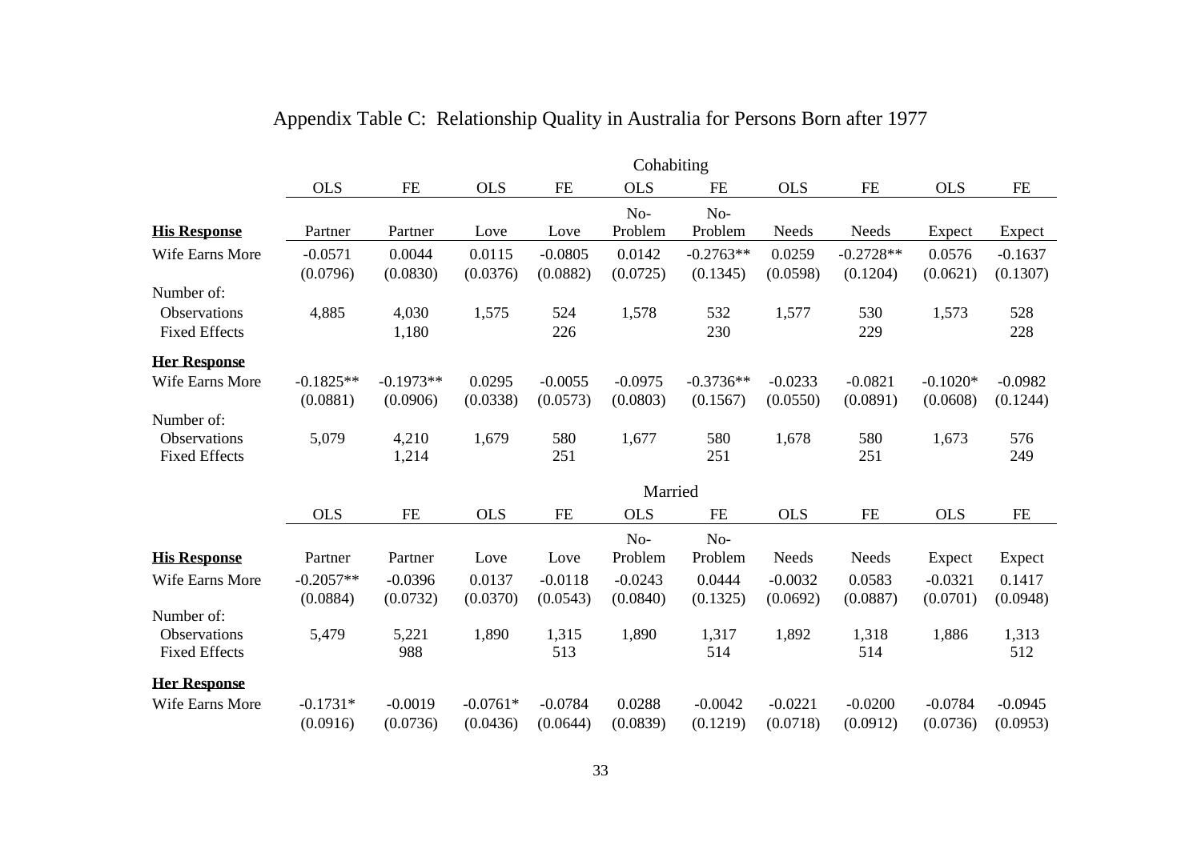# Appendix Table C: Relationship Quality in Australia for Persons Born after 1977

| | Cohabiting | | | | | | | | | |
|---|---|---|---|---|---|---|---|---|---|---|
| | OLS | FE | OLS | FE | OLS | FE | OLS | FE | OLS | FE |
| **His Response** | Partner | Partner | Love | Love | No-Problem | No-Problem | Needs | Needs | Expect | Expect |
| Wife Earns More | -0.0571 | 0.0044 | 0.0115 | -0.0805 | 0.0142 | -0.2763** | 0.0259 | -0.2728** | 0.0576 | -0.1637 |
| | (0.0796) | (0.0830) | (0.0376) | (0.0882) | (0.0725) | (0.1345) | (0.0598) | (0.1204) | (0.0621) | (0.1307) |
| Number of: | | | | | | | | | | |
| Observations | 4,885 | 4,030 | 1,575 | 524 | 1,578 | 532 | 1,577 | 530 | 1,573 | 528 |
| Fixed Effects | | 1,180 | | 226 | | 230 | | 229 | | 228 |
| **Her Response** | | | | | | | | | | |
| Wife Earns More | -0.1825** | -0.1973** | 0.0295 | -0.0055 | -0.0975 | -0.3736** | -0.0233 | -0.0821 | -0.1020* | -0.0982 |
| | (0.0881) | (0.0906) | (0.0338) | (0.0573) | (0.0803) | (0.1567) | (0.0550) | (0.0891) | (0.0608) | (0.1244) |
| Number of: | | | | | | | | | | |
| Observations | 5,079 | 4,210 | 1,679 | 580 | 1,677 | 580 | 1,678 | 580 | 1,673 | 576 |
| Fixed Effects | | 1,214 | | 251 | | 251 | | 251 | | 249 |

| | Married | | | | | | | | | |
|---|---|---|---|---|---|---|---|---|---|---|
| | OLS | FE | OLS | FE | OLS | FE | OLS | FE | OLS | FE |
| **His Response** | Partner | Partner | Love | Love | No-Problem | No-Problem | Needs | Needs | Expect | Expect |
| Wife Earns More | -0.2057** | -0.0396 | 0.0137 | -0.0118 | -0.0243 | 0.0444 | -0.0032 | 0.0583 | -0.0321 | 0.1417 |
| | (0.0884) | (0.0732) | (0.0370) | (0.0543) | (0.0840) | (0.1325) | (0.0692) | (0.0887) | (0.0701) | (0.0948) |
| Number of: | | | | | | | | | | |
| Observations | 5,479 | 5,221 | 1,890 | 1,315 | 1,890 | 1,317 | 1,892 | 1,318 | 1,886 | 1,313 |
| Fixed Effects | | 988 | | 513 | | 514 | | 514 | | 512 |
| **Her Response** | | | | | | | | | | |
| Wife Earns More | -0.1731* | -0.0019 | -0.0761* | -0.0784 | 0.0288 | -0.0042 | -0.0221 | -0.0200 | -0.0784 | -0.0945 |
| | (0.0916) | (0.0736) | (0.0436) | (0.0644) | (0.0839) | (0.1219) | (0.0718) | (0.0912) | (0.0736) | (0.0953) |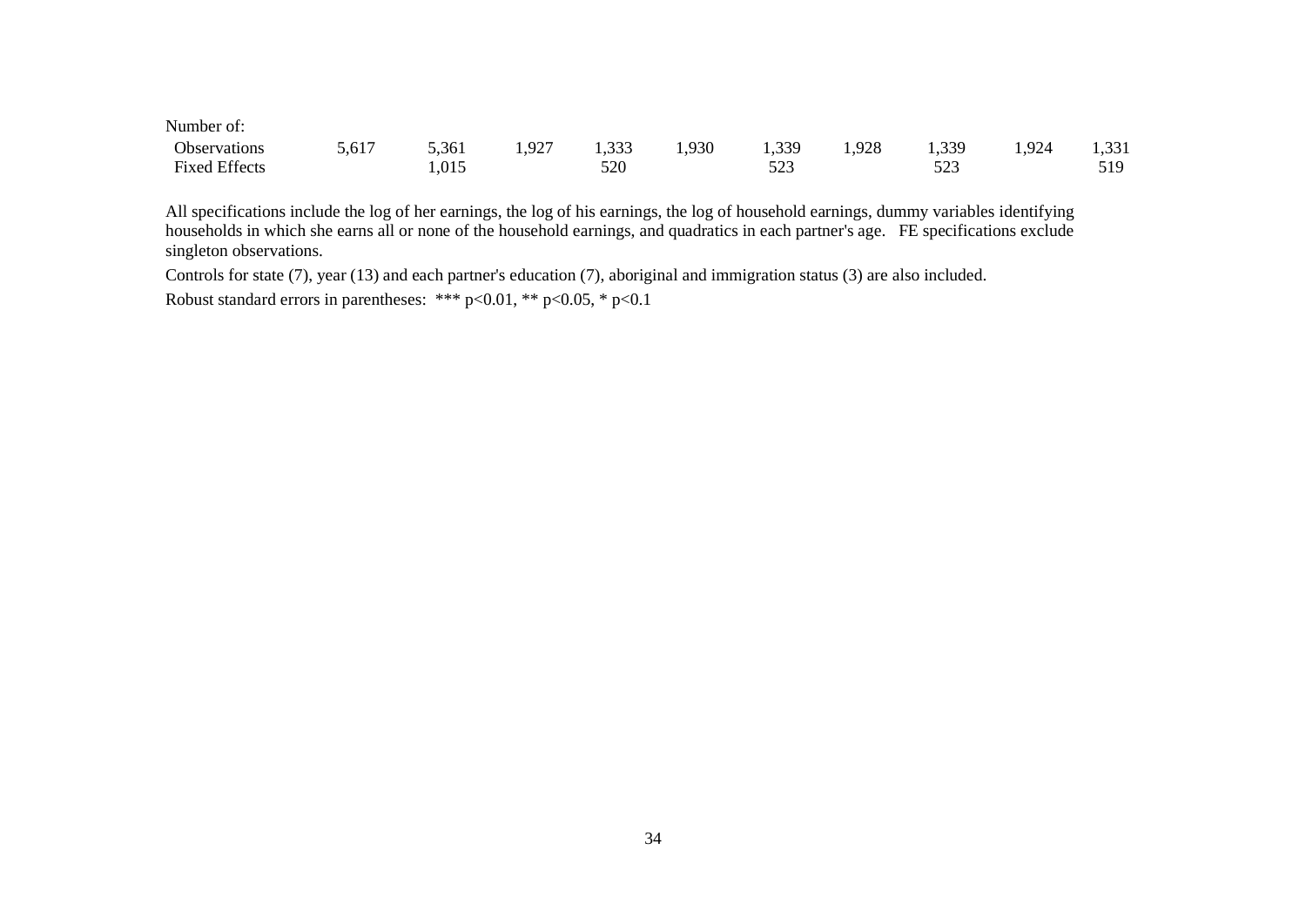| Number of: | | | | | | | | | | |
|---|---|---|---|---|---|---|---|---|---|---|
| Observations | 5,617 | 5,361 | 1,927 | 1,333 | 1,930 | 1,339 | 1,928 | 1,339 | 1,924 | 1,331 |
| Fixed Effects | | 1,015 | | 520 | | 523 | | 523 | | 519 |

All specifications include the log of her earnings, the log of his earnings, the log of household earnings, dummy variables identifying households in which she earns all or none of the household earnings, and quadratics in each partner's age. FE specifications exclude singleton observations.

Controls for state (7), year (13) and each partner's education (7), aboriginal and immigration status (3) are also included.

Robust standard errors in parentheses: *** p<0.01, ** p<0.05, * p<0.1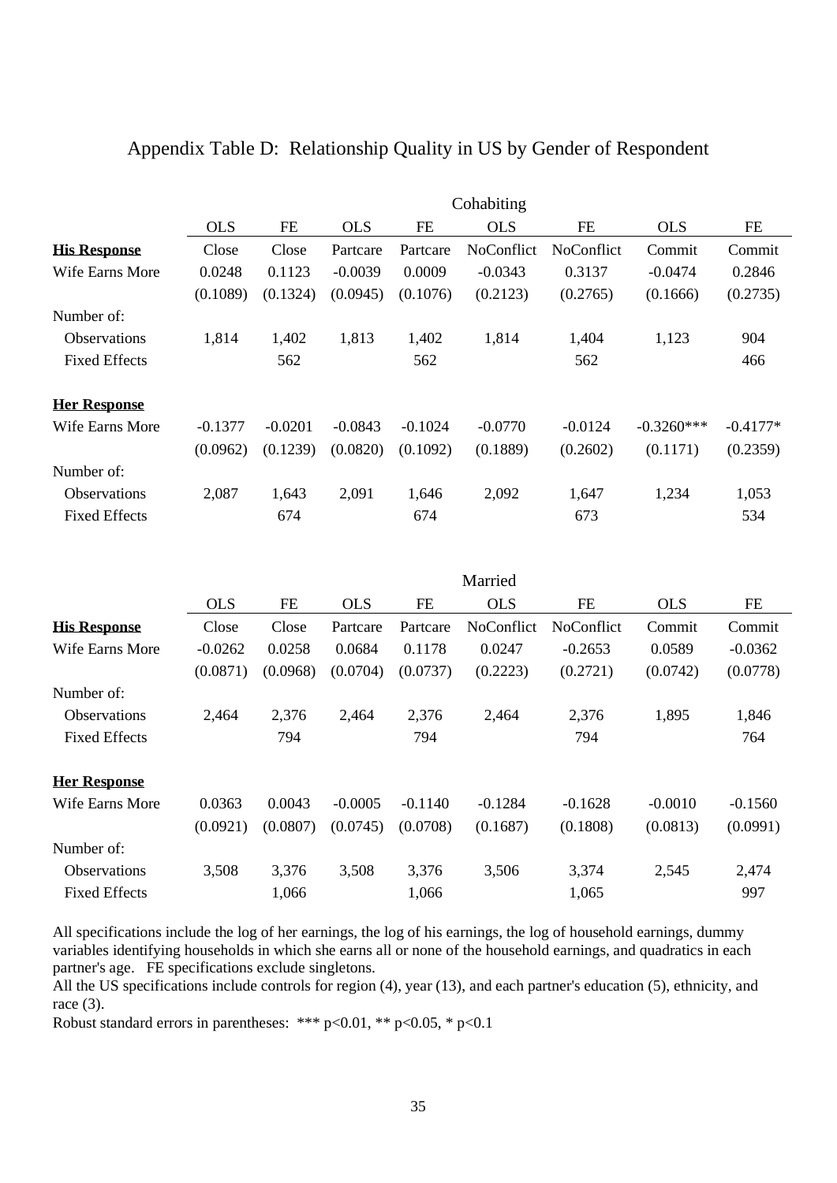# Appendix Table D: Relationship Quality in US by Gender of Respondent

| | Cohabiting | | | | | | | |
|---|---|---|---|---|---|---|---|---|
| | OLS | FE | OLS | FE | OLS | FE | OLS | FE |
| **His Response** | Close | Close | Partcare | Partcare | NoConflict | NoConflict | Commit | Commit |
| Wife Earns More | 0.0248 | 0.1123 | -0.0039 | 0.0009 | -0.0343 | 0.3137 | -0.0474 | 0.2846 |
| | (0.1089) | (0.1324) | (0.0945) | (0.1076) | (0.2123) | (0.2765) | (0.1666) | (0.2735) |
| Number of: | | | | | | | | |
| Observations | 1,814 | 1,402 | 1,813 | 1,402 | 1,814 | 1,404 | 1,123 | 904 |
| Fixed Effects | | 562 | | 562 | | 562 | | 466 |
| **Her Response** | | | | | | | | |
| Wife Earns More | -0.1377 | -0.0201 | -0.0843 | -0.1024 | -0.0770 | -0.0124 | -0.3260*** | -0.4177* |
| | (0.0962) | (0.1239) | (0.0820) | (0.1092) | (0.1889) | (0.2602) | (0.1171) | (0.2359) |
| Number of: | | | | | | | | |
| Observations | 2,087 | 1,643 | 2,091 | 1,646 | 2,092 | 1,647 | 1,234 | 1,053 |
| Fixed Effects | | 674 | | 674 | | 673 | | 534 |

| | Married | | | | | | | |
|---|---|---|---|---|---|---|---|---|
| | OLS | FE | OLS | FE | OLS | FE | OLS | FE |
| **His Response** | Close | Close | Partcare | Partcare | NoConflict | NoConflict | Commit | Commit |
| Wife Earns More | -0.0262 | 0.0258 | 0.0684 | 0.1178 | 0.0247 | -0.2653 | 0.0589 | -0.0362 |
| | (0.0871) | (0.0968) | (0.0704) | (0.0737) | (0.2223) | (0.2721) | (0.0742) | (0.0778) |
| Number of: | | | | | | | | |
| Observations | 2,464 | 2,376 | 2,464 | 2,376 | 2,464 | 2,376 | 1,895 | 1,846 |
| Fixed Effects | | 794 | | 794 | | 794 | | 764 |
| **Her Response** | | | | | | | | |
| Wife Earns More | 0.0363 | 0.0043 | -0.0005 | -0.1140 | -0.1284 | -0.1628 | -0.0010 | -0.1560 |
| | (0.0921) | (0.0807) | (0.0745) | (0.0708) | (0.1687) | (0.1808) | (0.0813) | (0.0991) |
| Number of: | | | | | | | | |
| Observations | 3,508 | 3,376 | 3,508 | 3,376 | 3,506 | 3,374 | 2,545 | 2,474 |
| Fixed Effects | | 1,066 | | 1,066 | | 1,065 | | 997 |

All specifications include the log of her earnings, the log of his earnings, the log of household earnings, dummy variables identifying households in which she earns all or none of the household earnings, and quadratics in each partner's age. FE specifications exclude singletons.
All the US specifications include controls for region (4), year (13), and each partner's education (5), ethnicity, and race (3).
Robust standard errors in parentheses: *** p<0.01, ** p<0.05, * p<0.1